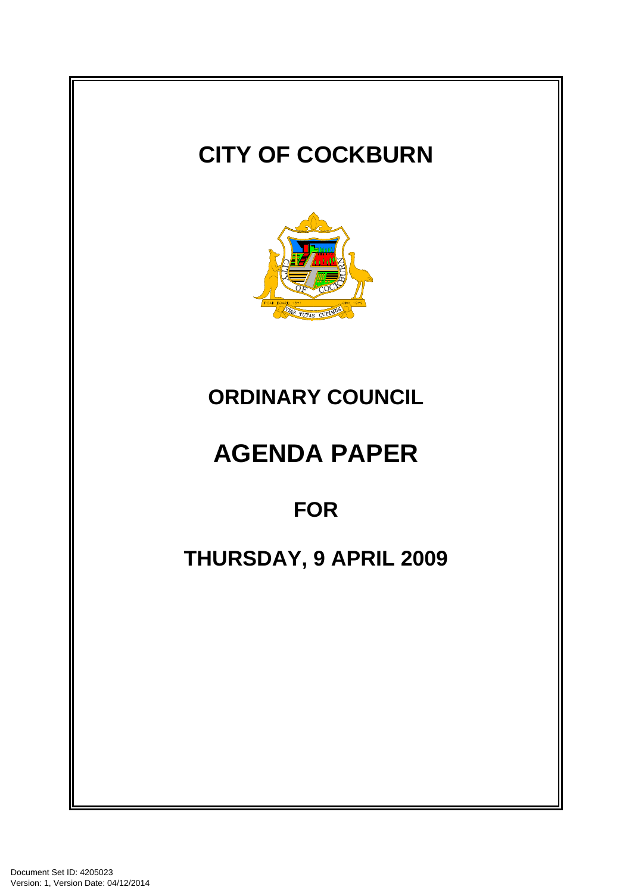# CITY OF COCKBURN

## ORDINARY COUNCIL

# AGENDA PAPER

## FOR

## THURSDAY, 9 APRIL 2009

Document Set ID: 4205023
Version: 1, Version Date: 04/12/2014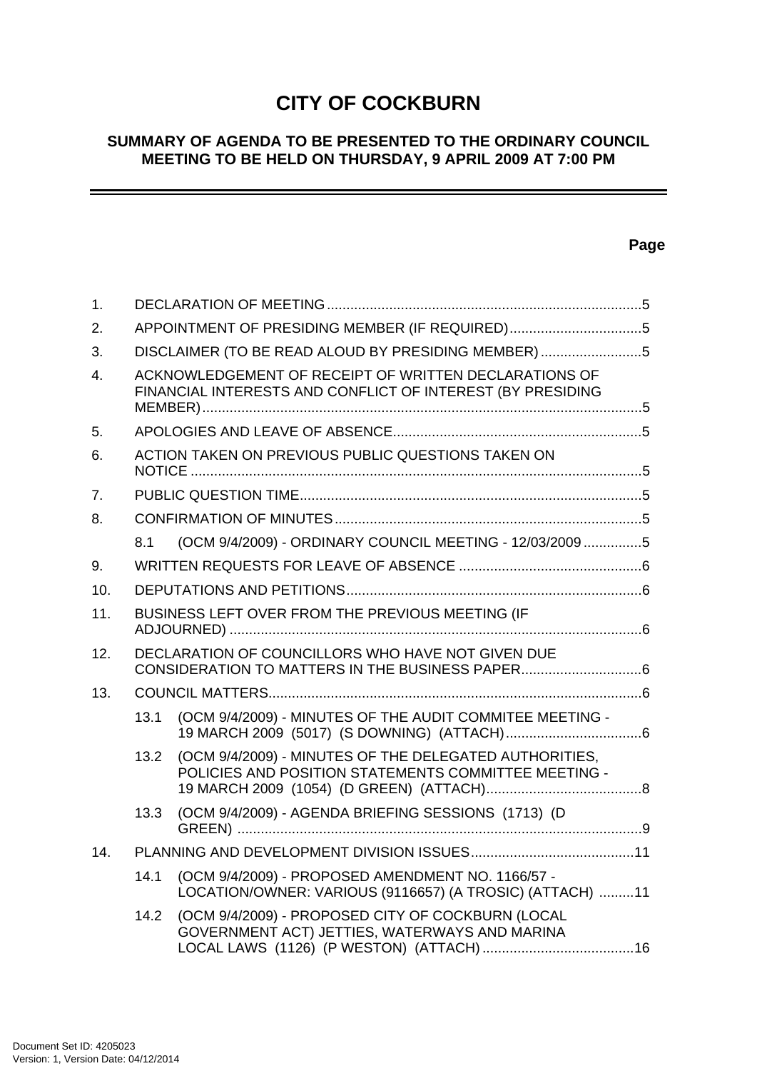# CITY OF COCKBURN

## SUMMARY OF AGENDA TO BE PRESENTED TO THE ORDINARY COUNCIL MEETING TO BE HELD ON THURSDAY, 9 APRIL 2009 AT 7:00 PM

**Page**

1. DECLARATION OF MEETING ....................................................................................5
2. APPOINTMENT OF PRESIDING MEMBER (IF REQUIRED)..................................5
3. DISCLAIMER (TO BE READ ALOUD BY PRESIDING MEMBER) ..........................5
4. ACKNOWLEDGEMENT OF RECEIPT OF WRITTEN DECLARATIONS OF FINANCIAL INTERESTS AND CONFLICT OF INTEREST (BY PRESIDING MEMBER)....................................................................................................................5
5. APOLOGIES AND LEAVE OF ABSENCE................................................................5
6. ACTION TAKEN ON PREVIOUS PUBLIC QUESTIONS TAKEN ON NOTICE ....................................................................................................................5
7. PUBLIC QUESTION TIME.........................................................................................5
8. CONFIRMATION OF MINUTES ...............................................................................5
   - 8.1 (OCM 9/4/2009) - ORDINARY COUNCIL MEETING - 12/03/2009 ...............5
9. WRITTEN REQUESTS FOR LEAVE OF ABSENCE ...............................................6
10. DEPUTATIONS AND PETITIONS............................................................................6
11. BUSINESS LEFT OVER FROM THE PREVIOUS MEETING (IF ADJOURNED) ..........................................................................................................6
12. DECLARATION OF COUNCILLORS WHO HAVE NOT GIVEN DUE CONSIDERATION TO MATTERS IN THE BUSINESS PAPER...............................6
13. COUNCIL MATTERS.................................................................................................6
   - 13.1 (OCM 9/4/2009) - MINUTES OF THE AUDIT COMMITEE MEETING - 19 MARCH 2009 (5017) (S DOWNING) (ATTACH)...................................6
   - 13.2 (OCM 9/4/2009) - MINUTES OF THE DELEGATED AUTHORITIES, POLICIES AND POSITION STATEMENTS COMMITTEE MEETING - 19 MARCH 2009 (1054) (D GREEN) (ATTACH)........................................8
   - 13.3 (OCM 9/4/2009) - AGENDA BRIEFING SESSIONS (1713) (D GREEN) ........................................................................................................9
14. PLANNING AND DEVELOPMENT DIVISION ISSUES..........................................11
   - 14.1 (OCM 9/4/2009) - PROPOSED AMENDMENT NO. 1166/57 - LOCATION/OWNER: VARIOUS (9116657) (A TROSIC) (ATTACH) .........11
   - 14.2 (OCM 9/4/2009) - PROPOSED CITY OF COCKBURN (LOCAL GOVERNMENT ACT) JETTIES, WATERWAYS AND MARINA LOCAL LAWS (1126) (P WESTON) (ATTACH) .......................................16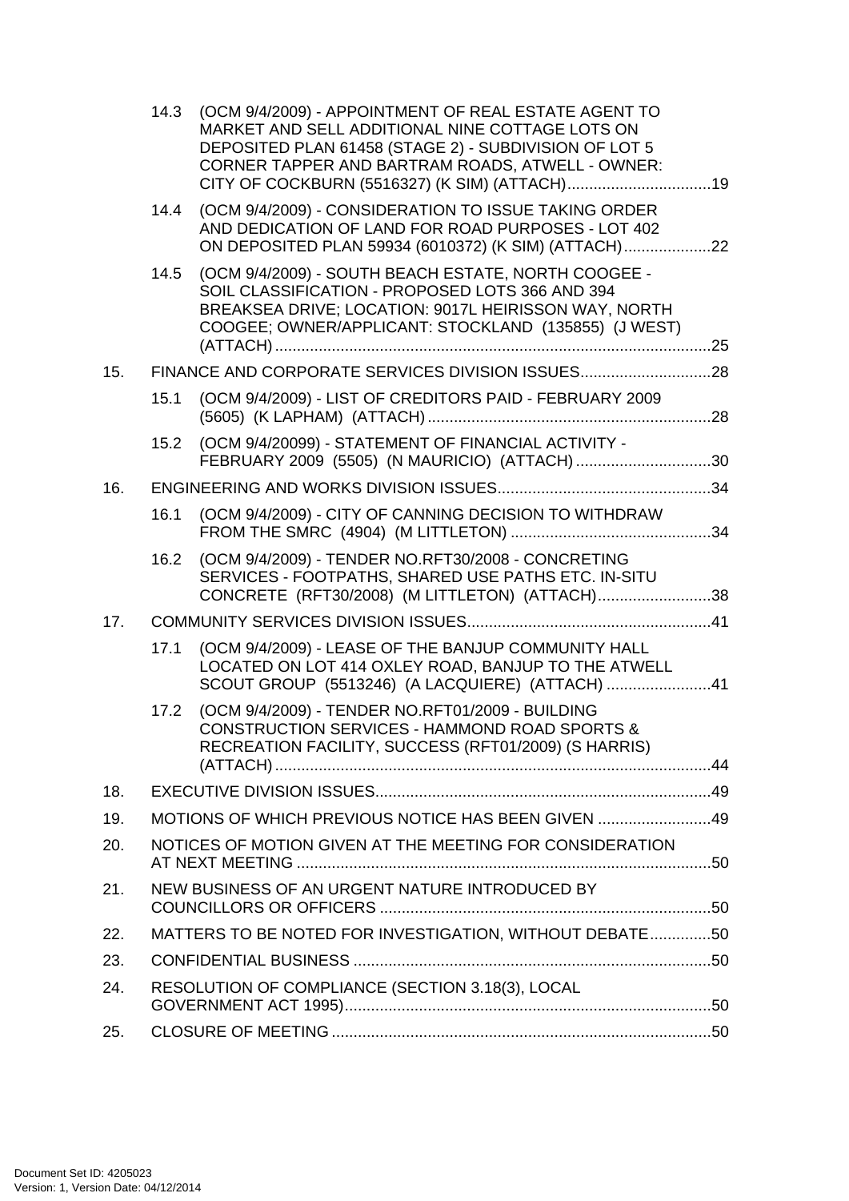14.3 (OCM 9/4/2009) - APPOINTMENT OF REAL ESTATE AGENT TO MARKET AND SELL ADDITIONAL NINE COTTAGE LOTS ON DEPOSITED PLAN 61458 (STAGE 2) - SUBDIVISION OF LOT 5 CORNER TAPPER AND BARTRAM ROADS, ATWELL - OWNER: CITY OF COCKBURN (5516327) (K SIM) (ATTACH) ..... 19

14.4 (OCM 9/4/2009) - CONSIDERATION TO ISSUE TAKING ORDER AND DEDICATION OF LAND FOR ROAD PURPOSES - LOT 402 ON DEPOSITED PLAN 59934 (6010372) (K SIM) (ATTACH) ..... 22

14.5 (OCM 9/4/2009) - SOUTH BEACH ESTATE, NORTH COOGEE - SOIL CLASSIFICATION - PROPOSED LOTS 366 AND 394 BREAKSEA DRIVE; LOCATION: 9017L HEIRISSON WAY, NORTH COOGEE; OWNER/APPLICANT: STOCKLAND (135855) (J WEST) (ATTACH) ..... 25

15. FINANCE AND CORPORATE SERVICES DIVISION ISSUES ..... 28

15.1 (OCM 9/4/2009) - LIST OF CREDITORS PAID - FEBRUARY 2009 (5605) (K LAPHAM) (ATTACH) ..... 28

15.2 (OCM 9/4/20099) - STATEMENT OF FINANCIAL ACTIVITY - FEBRUARY 2009 (5505) (N MAURICIO) (ATTACH) ..... 30

16. ENGINEERING AND WORKS DIVISION ISSUES ..... 34

16.1 (OCM 9/4/2009) - CITY OF CANNING DECISION TO WITHDRAW FROM THE SMRC (4904) (M LITTLETON) ..... 34

16.2 (OCM 9/4/2009) - TENDER NO.RFT30/2008 - CONCRETING SERVICES - FOOTPATHS, SHARED USE PATHS ETC. IN-SITU CONCRETE (RFT30/2008) (M LITTLETON) (ATTACH) ..... 38

17. COMMUNITY SERVICES DIVISION ISSUES ..... 41

17.1 (OCM 9/4/2009) - LEASE OF THE BANJUP COMMUNITY HALL LOCATED ON LOT 414 OXLEY ROAD, BANJUP TO THE ATWELL SCOUT GROUP (5513246) (A LACQUIERE) (ATTACH) ..... 41

17.2 (OCM 9/4/2009) - TENDER NO.RFT01/2009 - BUILDING CONSTRUCTION SERVICES - HAMMOND ROAD SPORTS & RECREATION FACILITY, SUCCESS (RFT01/2009) (S HARRIS) (ATTACH) ..... 44

18. EXECUTIVE DIVISION ISSUES ..... 49

19. MOTIONS OF WHICH PREVIOUS NOTICE HAS BEEN GIVEN ..... 49

20. NOTICES OF MOTION GIVEN AT THE MEETING FOR CONSIDERATION AT NEXT MEETING ..... 50

21. NEW BUSINESS OF AN URGENT NATURE INTRODUCED BY COUNCILLORS OR OFFICERS ..... 50

22. MATTERS TO BE NOTED FOR INVESTIGATION, WITHOUT DEBATE ..... 50

23. CONFIDENTIAL BUSINESS ..... 50

24. RESOLUTION OF COMPLIANCE (SECTION 3.18(3), LOCAL GOVERNMENT ACT 1995) ..... 50

25. CLOSURE OF MEETING ..... 50

Document Set ID: 4205023
Version: 1, Version Date: 04/12/2014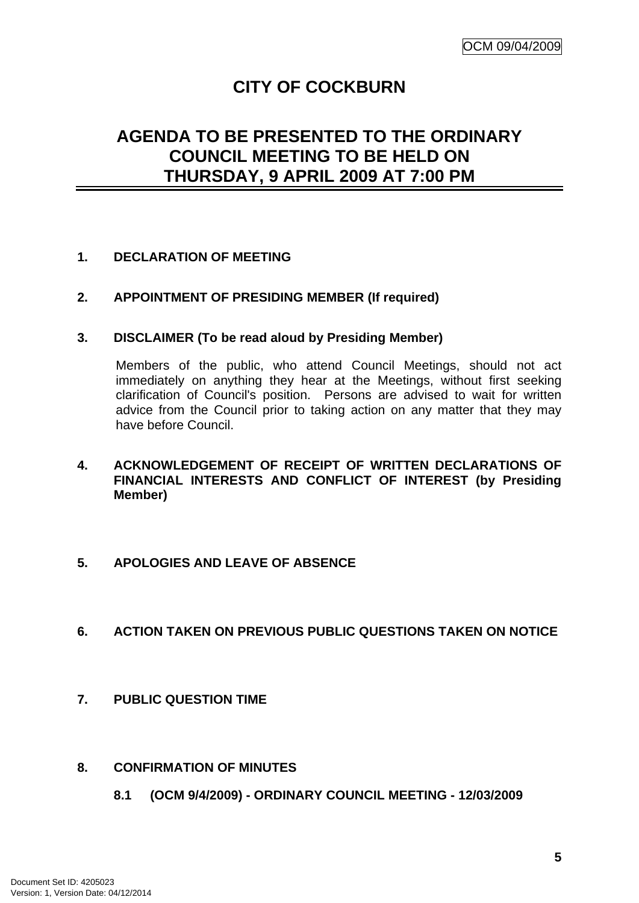# CITY OF COCKBURN

## AGENDA TO BE PRESENTED TO THE ORDINARY COUNCIL MEETING TO BE HELD ON THURSDAY, 9 APRIL 2009 AT 7:00 PM

**1. DECLARATION OF MEETING**

**2. APPOINTMENT OF PRESIDING MEMBER (If required)**

**3. DISCLAIMER (To be read aloud by Presiding Member)**

Members of the public, who attend Council Meetings, should not act immediately on anything they hear at the Meetings, without first seeking clarification of Council's position. Persons are advised to wait for written advice from the Council prior to taking action on any matter that they may have before Council.

**4. ACKNOWLEDGEMENT OF RECEIPT OF WRITTEN DECLARATIONS OF FINANCIAL INTERESTS AND CONFLICT OF INTEREST (by Presiding Member)**

**5. APOLOGIES AND LEAVE OF ABSENCE**

**6. ACTION TAKEN ON PREVIOUS PUBLIC QUESTIONS TAKEN ON NOTICE**

**7. PUBLIC QUESTION TIME**

**8. CONFIRMATION OF MINUTES**

**8.1 (OCM 9/4/2009) - ORDINARY COUNCIL MEETING - 12/03/2009**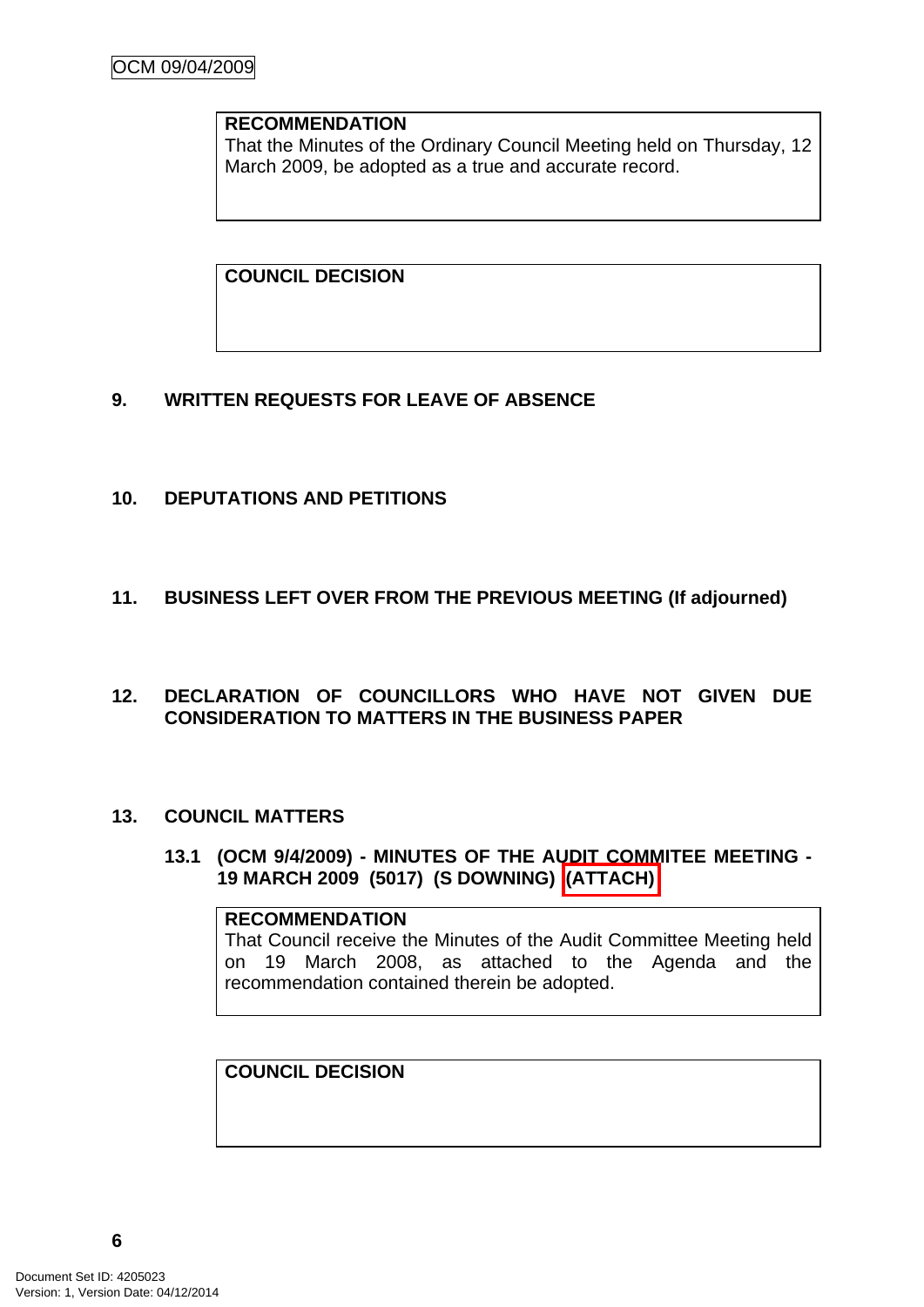**RECOMMENDATION**
That the Minutes of the Ordinary Council Meeting held on Thursday, 12 March 2009, be adopted as a true and accurate record.

**COUNCIL DECISION**

## 9. WRITTEN REQUESTS FOR LEAVE OF ABSENCE

## 10. DEPUTATIONS AND PETITIONS

## 11. BUSINESS LEFT OVER FROM THE PREVIOUS MEETING (If adjourned)

## 12. DECLARATION OF COUNCILLORS WHO HAVE NOT GIVEN DUE CONSIDERATION TO MATTERS IN THE BUSINESS PAPER

## 13. COUNCIL MATTERS

### 13.1 (OCM 9/4/2009) - MINUTES OF THE AUDIT COMMITEE MEETING - 19 MARCH 2009 (5017) (S DOWNING) (ATTACH)

**RECOMMENDATION**
That Council receive the Minutes of the Audit Committee Meeting held on 19 March 2008, as attached to the Agenda and the recommendation contained therein be adopted.

**COUNCIL DECISION**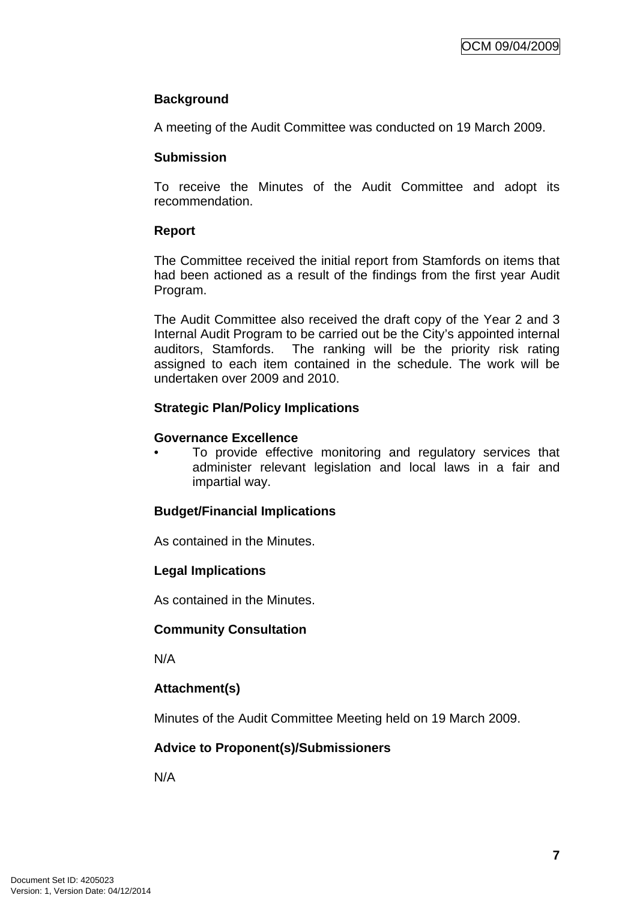**Background**

A meeting of the Audit Committee was conducted on 19 March 2009.

**Submission**

To receive the Minutes of the Audit Committee and adopt its recommendation.

**Report**

The Committee received the initial report from Stamfords on items that had been actioned as a result of the findings from the first year Audit Program.

The Audit Committee also received the draft copy of the Year 2 and 3 Internal Audit Program to be carried out be the City's appointed internal auditors, Stamfords. The ranking will be the priority risk rating assigned to each item contained in the schedule. The work will be undertaken over 2009 and 2010.

**Strategic Plan/Policy Implications**

**Governance Excellence**

- To provide effective monitoring and regulatory services that administer relevant legislation and local laws in a fair and impartial way.

**Budget/Financial Implications**

As contained in the Minutes.

**Legal Implications**

As contained in the Minutes.

**Community Consultation**

N/A

**Attachment(s)**

Minutes of the Audit Committee Meeting held on 19 March 2009.

**Advice to Proponent(s)/Submissioners**

N/A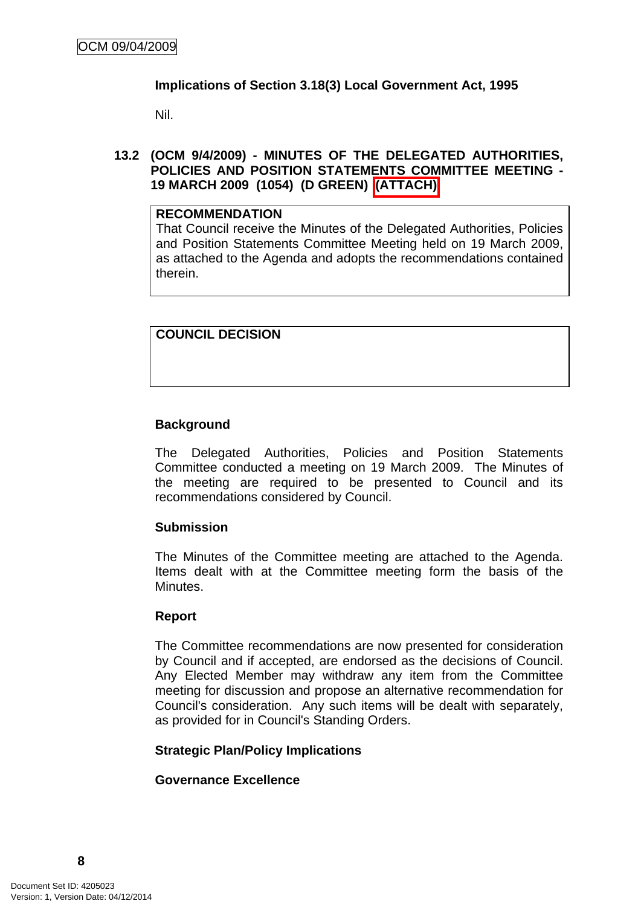**Implications of Section 3.18(3) Local Government Act, 1995**

Nil.

### 13.2 (OCM 9/4/2009) - MINUTES OF THE DELEGATED AUTHORITIES, POLICIES AND POSITION STATEMENTS COMMITTEE MEETING - 19 MARCH 2009 (1054) (D GREEN) (ATTACH)

**RECOMMENDATION**

That Council receive the Minutes of the Delegated Authorities, Policies and Position Statements Committee Meeting held on 19 March 2009, as attached to the Agenda and adopts the recommendations contained therein.

**COUNCIL DECISION**

**Background**

The Delegated Authorities, Policies and Position Statements Committee conducted a meeting on 19 March 2009. The Minutes of the meeting are required to be presented to Council and its recommendations considered by Council.

**Submission**

The Minutes of the Committee meeting are attached to the Agenda. Items dealt with at the Committee meeting form the basis of the Minutes.

**Report**

The Committee recommendations are now presented for consideration by Council and if accepted, are endorsed as the decisions of Council. Any Elected Member may withdraw any item from the Committee meeting for discussion and propose an alternative recommendation for Council's consideration. Any such items will be dealt with separately, as provided for in Council's Standing Orders.

**Strategic Plan/Policy Implications**

**Governance Excellence**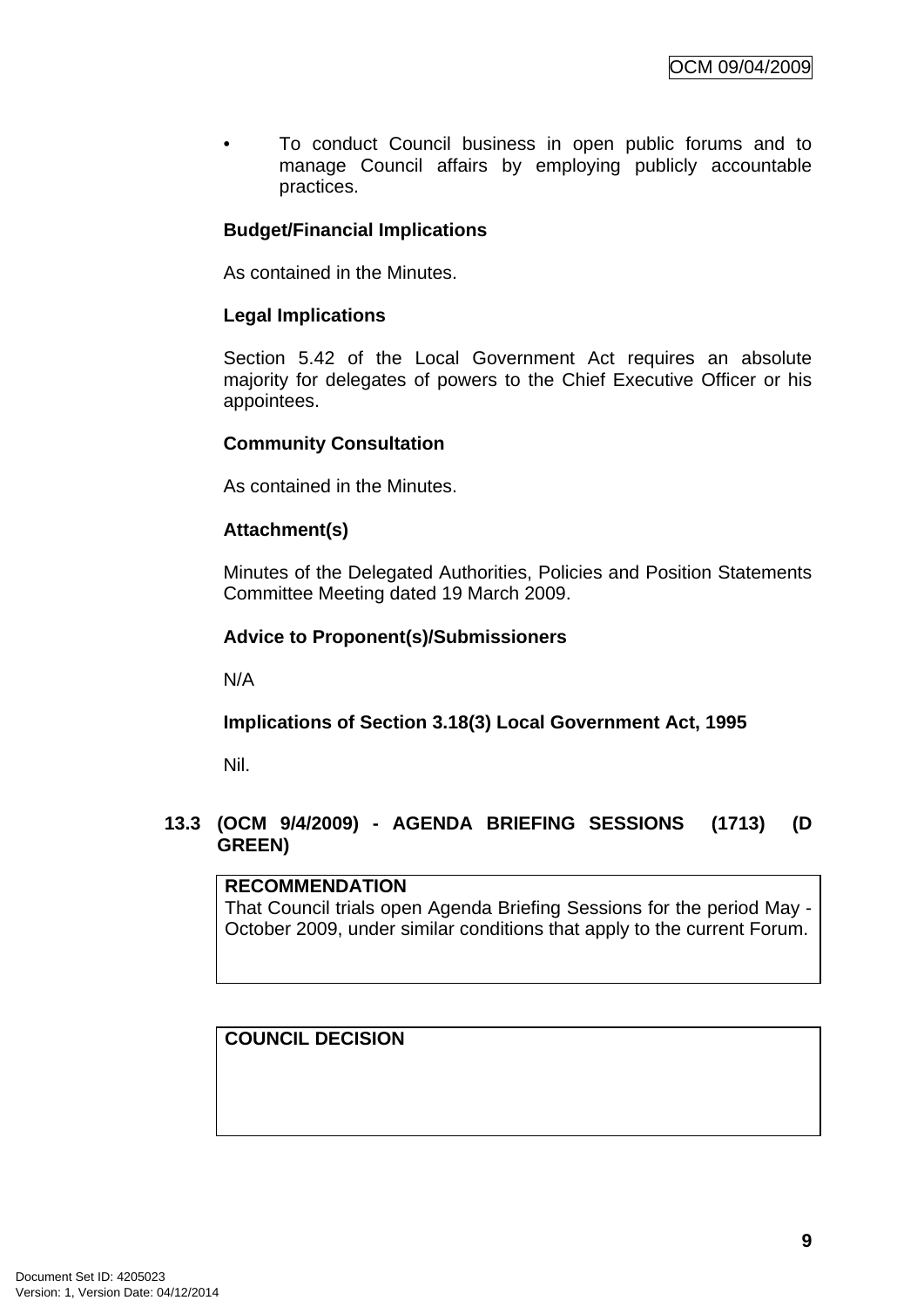- To conduct Council business in open public forums and to manage Council affairs by employing publicly accountable practices.

**Budget/Financial Implications**

As contained in the Minutes.

**Legal Implications**

Section 5.42 of the Local Government Act requires an absolute majority for delegates of powers to the Chief Executive Officer or his appointees.

**Community Consultation**

As contained in the Minutes.

**Attachment(s)**

Minutes of the Delegated Authorities, Policies and Position Statements Committee Meeting dated 19 March 2009.

**Advice to Proponent(s)/Submissioners**

N/A

**Implications of Section 3.18(3) Local Government Act, 1995**

Nil.

## 13.3 (OCM 9/4/2009) - AGENDA BRIEFING SESSIONS (1713) (D GREEN)

**RECOMMENDATION**

That Council trials open Agenda Briefing Sessions for the period May - October 2009, under similar conditions that apply to the current Forum.

**COUNCIL DECISION**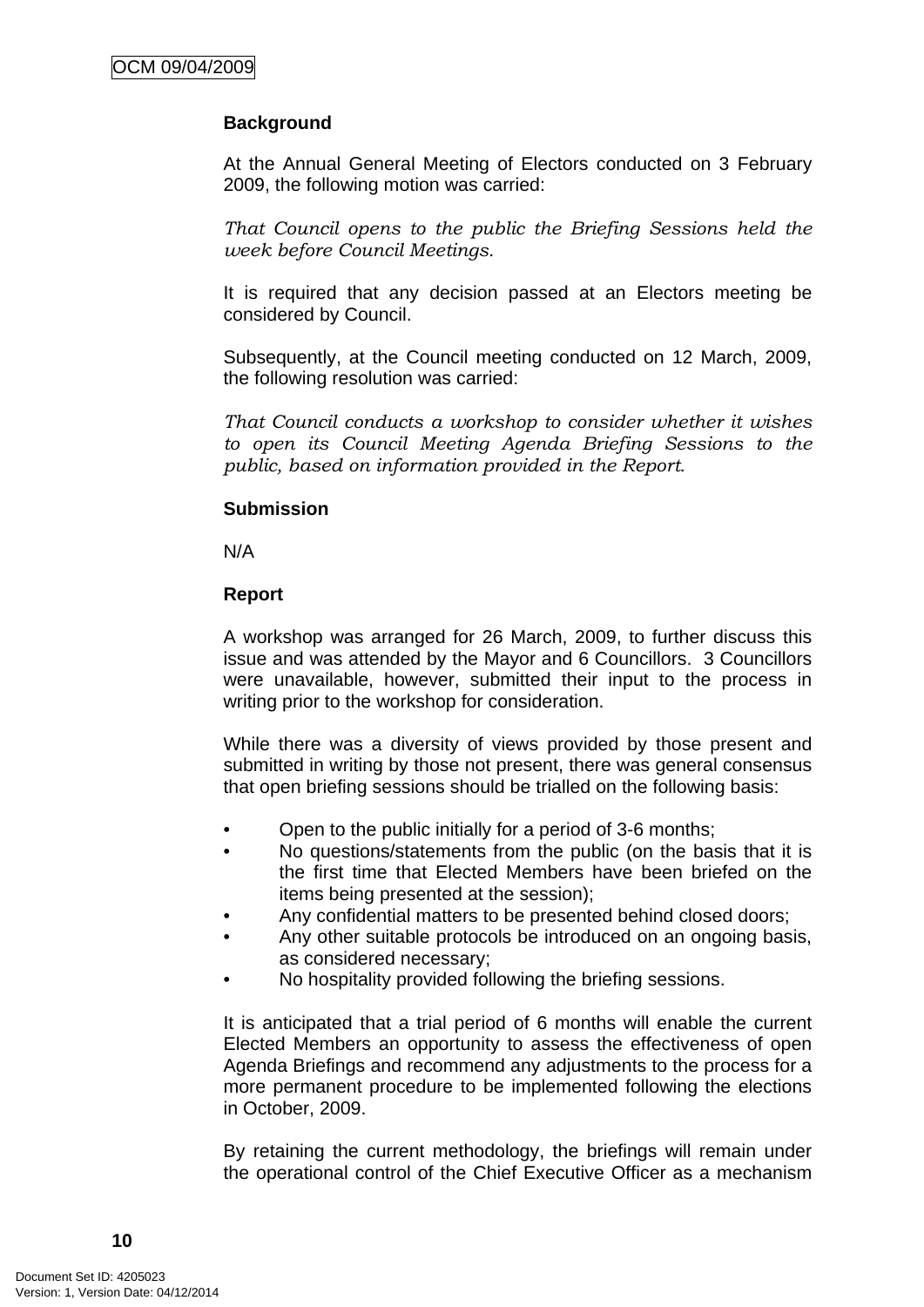**Background**

At the Annual General Meeting of Electors conducted on 3 February 2009, the following motion was carried:

*That Council opens to the public the Briefing Sessions held the week before Council Meetings.*

It is required that any decision passed at an Electors meeting be considered by Council.

Subsequently, at the Council meeting conducted on 12 March, 2009, the following resolution was carried:

*That Council conducts a workshop to consider whether it wishes to open its Council Meeting Agenda Briefing Sessions to the public, based on information provided in the Report.*

**Submission**

N/A

**Report**

A workshop was arranged for 26 March, 2009, to further discuss this issue and was attended by the Mayor and 6 Councillors. 3 Councillors were unavailable, however, submitted their input to the process in writing prior to the workshop for consideration.

While there was a diversity of views provided by those present and submitted in writing by those not present, there was general consensus that open briefing sessions should be trialled on the following basis:

- Open to the public initially for a period of 3-6 months;
- No questions/statements from the public (on the basis that it is the first time that Elected Members have been briefed on the items being presented at the session);
- Any confidential matters to be presented behind closed doors;
- Any other suitable protocols be introduced on an ongoing basis, as considered necessary;
- No hospitality provided following the briefing sessions.

It is anticipated that a trial period of 6 months will enable the current Elected Members an opportunity to assess the effectiveness of open Agenda Briefings and recommend any adjustments to the process for a more permanent procedure to be implemented following the elections in October, 2009.

By retaining the current methodology, the briefings will remain under the operational control of the Chief Executive Officer as a mechanism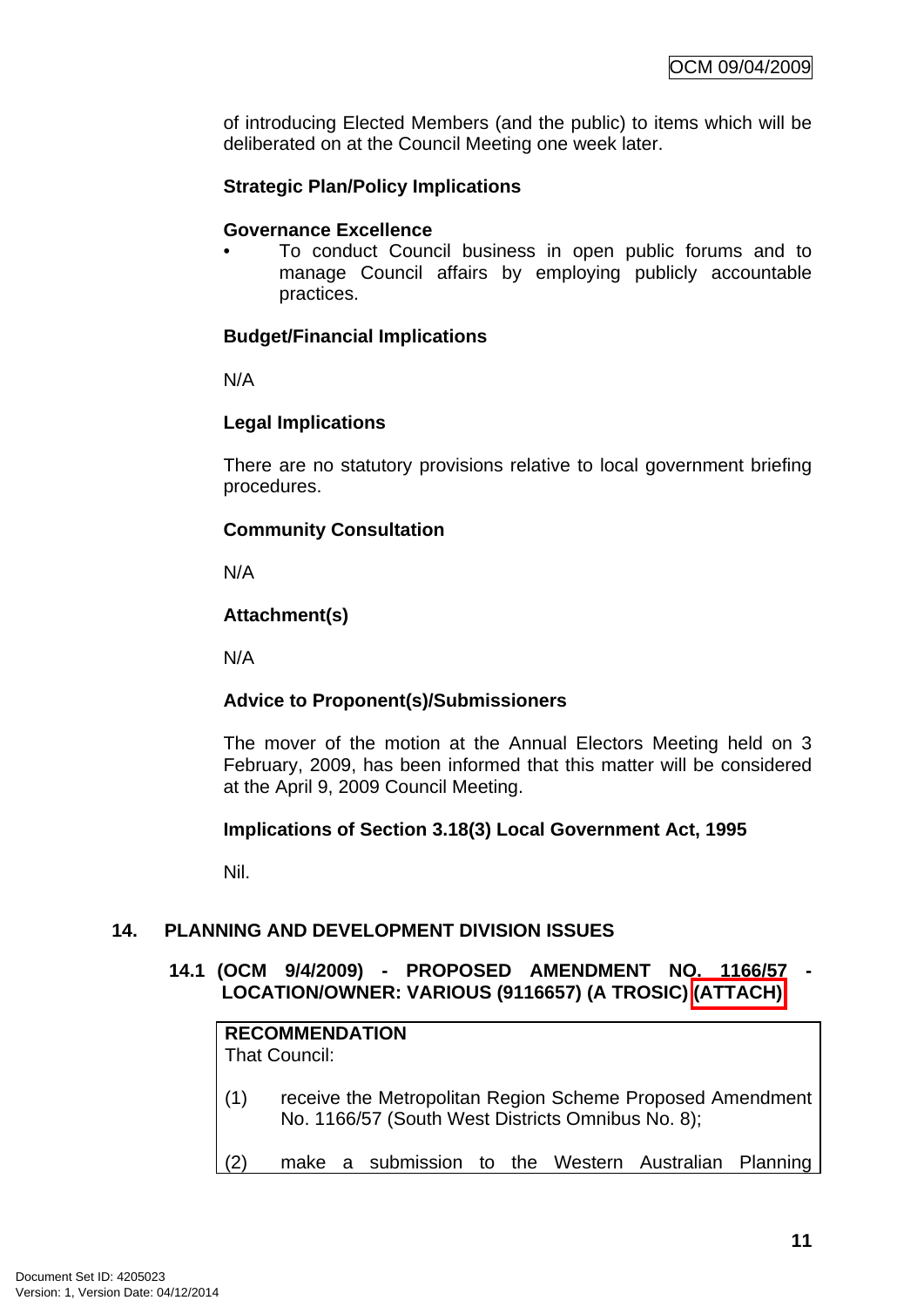of introducing Elected Members (and the public) to items which will be deliberated on at the Council Meeting one week later.

**Strategic Plan/Policy Implications**

**Governance Excellence**

- To conduct Council business in open public forums and to manage Council affairs by employing publicly accountable practices.

**Budget/Financial Implications**

N/A

**Legal Implications**

There are no statutory provisions relative to local government briefing procedures.

**Community Consultation**

N/A

**Attachment(s)**

N/A

**Advice to Proponent(s)/Submissioners**

The mover of the motion at the Annual Electors Meeting held on 3 February, 2009, has been informed that this matter will be considered at the April 9, 2009 Council Meeting.

**Implications of Section 3.18(3) Local Government Act, 1995**

Nil.

## 14. PLANNING AND DEVELOPMENT DIVISION ISSUES

### 14.1 (OCM 9/4/2009) - PROPOSED AMENDMENT NO. 1166/57 - LOCATION/OWNER: VARIOUS (9116657) (A TROSIC) (ATTACH)

**RECOMMENDATION**
That Council:

(1) receive the Metropolitan Region Scheme Proposed Amendment No. 1166/57 (South West Districts Omnibus No. 8);

(2) make a submission to the Western Australian Planning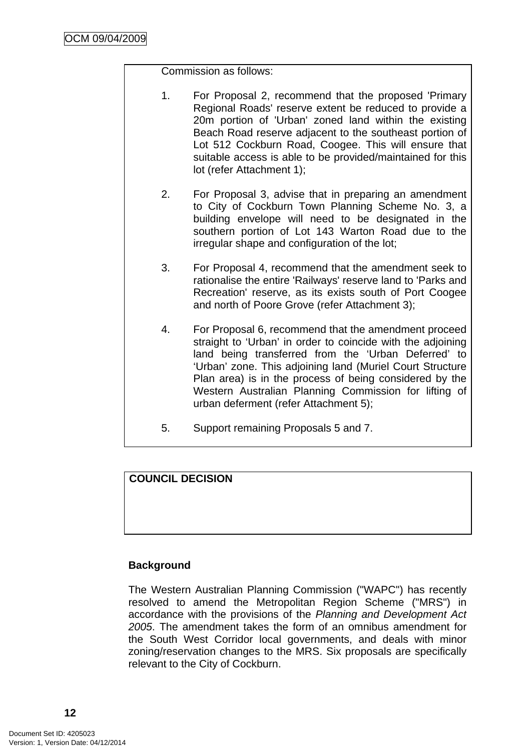Commission as follows:

1. For Proposal 2, recommend that the proposed 'Primary Regional Roads' reserve extent be reduced to provide a 20m portion of 'Urban' zoned land within the existing Beach Road reserve adjacent to the southeast portion of Lot 512 Cockburn Road, Coogee. This will ensure that suitable access is able to be provided/maintained for this lot (refer Attachment 1);

2. For Proposal 3, advise that in preparing an amendment to City of Cockburn Town Planning Scheme No. 3, a building envelope will need to be designated in the southern portion of Lot 143 Warton Road due to the irregular shape and configuration of the lot;

3. For Proposal 4, recommend that the amendment seek to rationalise the entire 'Railways' reserve land to 'Parks and Recreation' reserve, as its exists south of Port Coogee and north of Poore Grove (refer Attachment 3);

4. For Proposal 6, recommend that the amendment proceed straight to 'Urban' in order to coincide with the adjoining land being transferred from the 'Urban Deferred' to 'Urban' zone. This adjoining land (Muriel Court Structure Plan area) is in the process of being considered by the Western Australian Planning Commission for lifting of urban deferment (refer Attachment 5);

5. Support remaining Proposals 5 and 7.

**COUNCIL DECISION**

**Background**

The Western Australian Planning Commission ("WAPC") has recently resolved to amend the Metropolitan Region Scheme ("MRS") in accordance with the provisions of the *Planning and Development Act 2005*. The amendment takes the form of an omnibus amendment for the South West Corridor local governments, and deals with minor zoning/reservation changes to the MRS. Six proposals are specifically relevant to the City of Cockburn.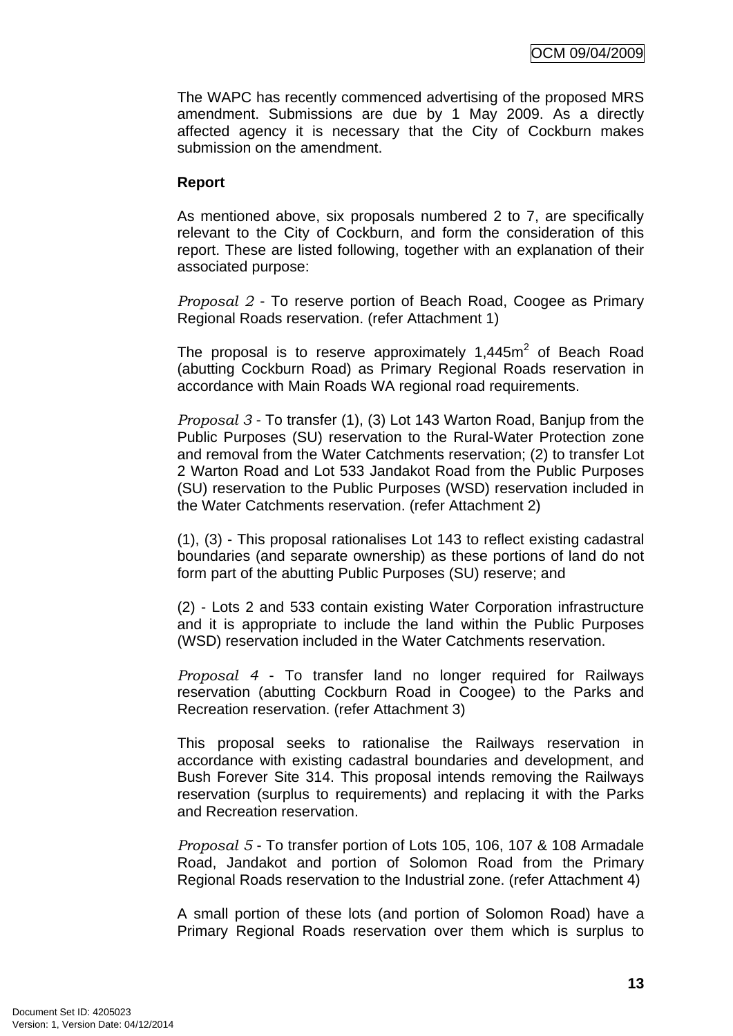The WAPC has recently commenced advertising of the proposed MRS amendment. Submissions are due by 1 May 2009. As a directly affected agency it is necessary that the City of Cockburn makes submission on the amendment.

**Report**

As mentioned above, six proposals numbered 2 to 7, are specifically relevant to the City of Cockburn, and form the consideration of this report. These are listed following, together with an explanation of their associated purpose:

*Proposal 2* - To reserve portion of Beach Road, Coogee as Primary Regional Roads reservation. (refer Attachment 1)

The proposal is to reserve approximately 1,445m$^2$ of Beach Road (abutting Cockburn Road) as Primary Regional Roads reservation in accordance with Main Roads WA regional road requirements.

*Proposal 3* - To transfer (1), (3) Lot 143 Warton Road, Banjup from the Public Purposes (SU) reservation to the Rural-Water Protection zone and removal from the Water Catchments reservation; (2) to transfer Lot 2 Warton Road and Lot 533 Jandakot Road from the Public Purposes (SU) reservation to the Public Purposes (WSD) reservation included in the Water Catchments reservation. (refer Attachment 2)

(1), (3) - This proposal rationalises Lot 143 to reflect existing cadastral boundaries (and separate ownership) as these portions of land do not form part of the abutting Public Purposes (SU) reserve; and

(2) - Lots 2 and 533 contain existing Water Corporation infrastructure and it is appropriate to include the land within the Public Purposes (WSD) reservation included in the Water Catchments reservation.

*Proposal 4* - To transfer land no longer required for Railways reservation (abutting Cockburn Road in Coogee) to the Parks and Recreation reservation. (refer Attachment 3)

This proposal seeks to rationalise the Railways reservation in accordance with existing cadastral boundaries and development, and Bush Forever Site 314. This proposal intends removing the Railways reservation (surplus to requirements) and replacing it with the Parks and Recreation reservation.

*Proposal 5* - To transfer portion of Lots 105, 106, 107 & 108 Armadale Road, Jandakot and portion of Solomon Road from the Primary Regional Roads reservation to the Industrial zone. (refer Attachment 4)

A small portion of these lots (and portion of Solomon Road) have a Primary Regional Roads reservation over them which is surplus to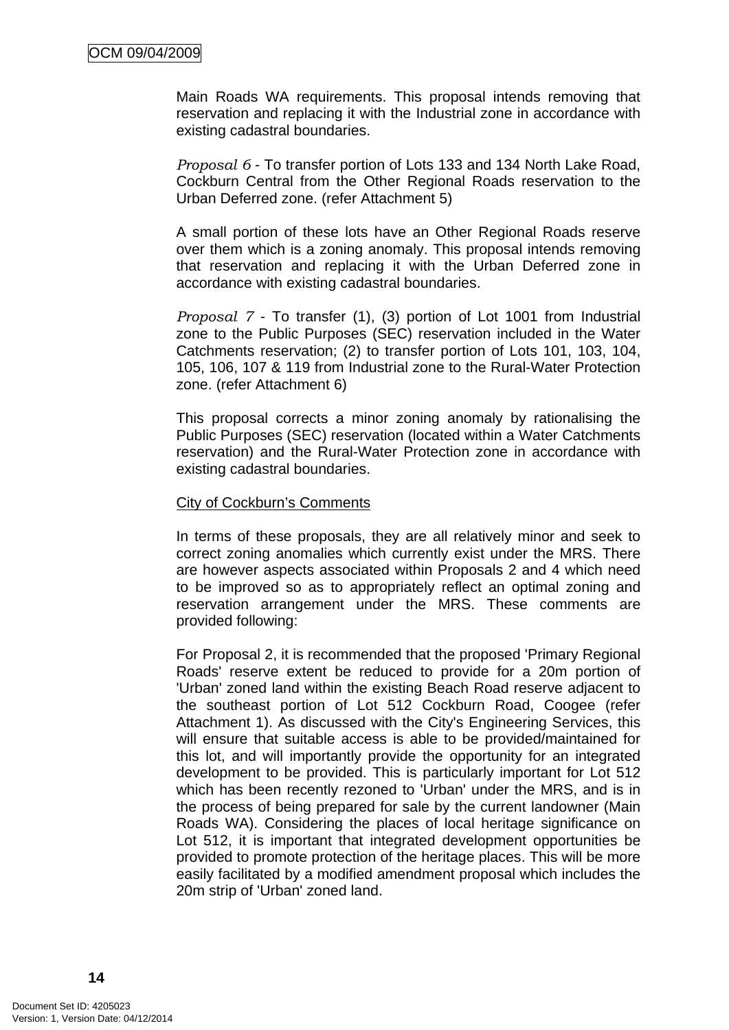Main Roads WA requirements. This proposal intends removing that reservation and replacing it with the Industrial zone in accordance with existing cadastral boundaries.

*Proposal 6* - To transfer portion of Lots 133 and 134 North Lake Road, Cockburn Central from the Other Regional Roads reservation to the Urban Deferred zone. (refer Attachment 5)

A small portion of these lots have an Other Regional Roads reserve over them which is a zoning anomaly. This proposal intends removing that reservation and replacing it with the Urban Deferred zone in accordance with existing cadastral boundaries.

*Proposal 7* - To transfer (1), (3) portion of Lot 1001 from Industrial zone to the Public Purposes (SEC) reservation included in the Water Catchments reservation; (2) to transfer portion of Lots 101, 103, 104, 105, 106, 107 & 119 from Industrial zone to the Rural-Water Protection zone. (refer Attachment 6)

This proposal corrects a minor zoning anomaly by rationalising the Public Purposes (SEC) reservation (located within a Water Catchments reservation) and the Rural-Water Protection zone in accordance with existing cadastral boundaries.

City of Cockburn's Comments

In terms of these proposals, they are all relatively minor and seek to correct zoning anomalies which currently exist under the MRS. There are however aspects associated within Proposals 2 and 4 which need to be improved so as to appropriately reflect an optimal zoning and reservation arrangement under the MRS. These comments are provided following:

For Proposal 2, it is recommended that the proposed 'Primary Regional Roads' reserve extent be reduced to provide for a 20m portion of 'Urban' zoned land within the existing Beach Road reserve adjacent to the southeast portion of Lot 512 Cockburn Road, Coogee (refer Attachment 1). As discussed with the City's Engineering Services, this will ensure that suitable access is able to be provided/maintained for this lot, and will importantly provide the opportunity for an integrated development to be provided. This is particularly important for Lot 512 which has been recently rezoned to 'Urban' under the MRS, and is in the process of being prepared for sale by the current landowner (Main Roads WA). Considering the places of local heritage significance on Lot 512, it is important that integrated development opportunities be provided to promote protection of the heritage places. This will be more easily facilitated by a modified amendment proposal which includes the 20m strip of 'Urban' zoned land.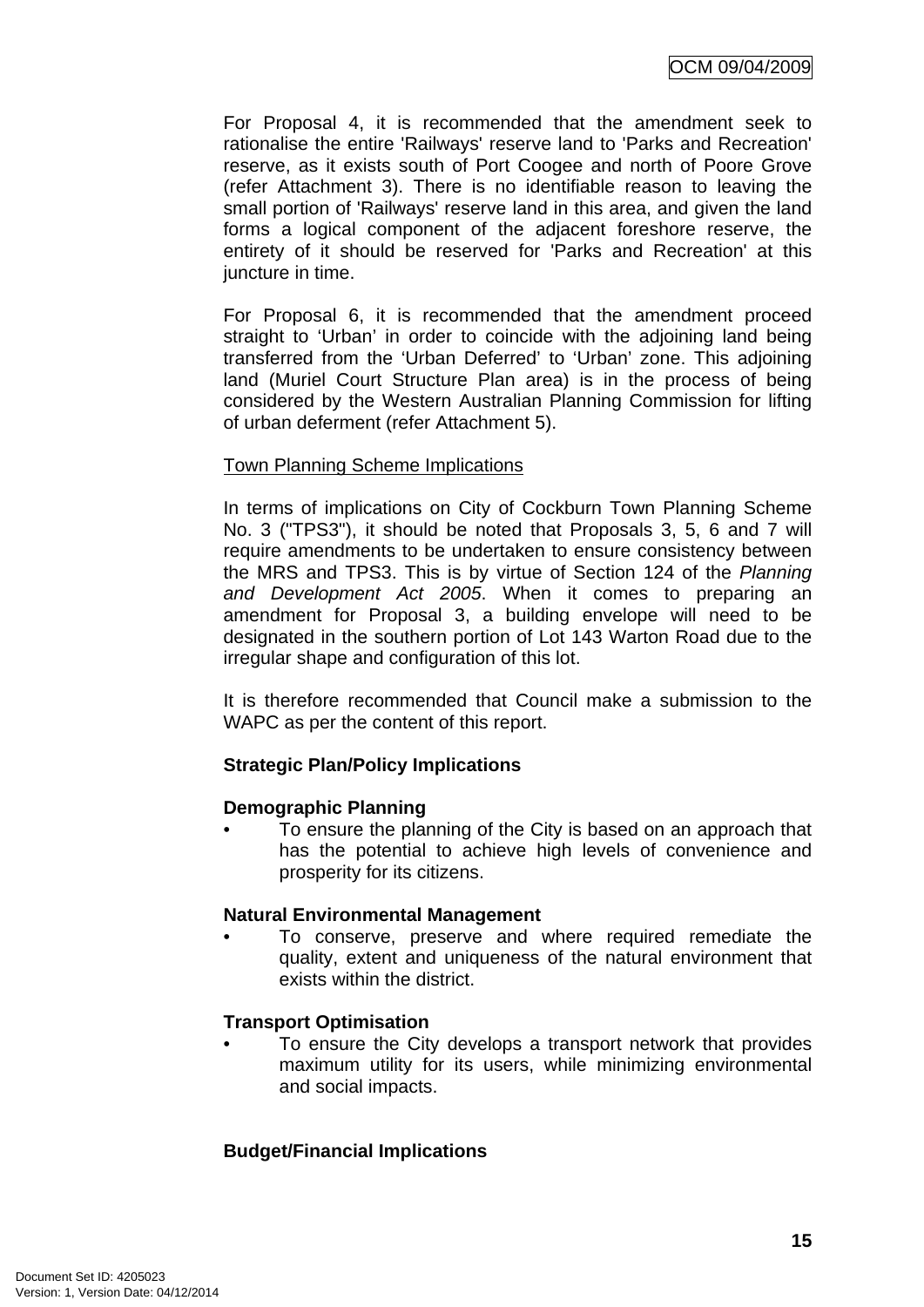For Proposal 4, it is recommended that the amendment seek to rationalise the entire 'Railways' reserve land to 'Parks and Recreation' reserve, as it exists south of Port Coogee and north of Poore Grove (refer Attachment 3). There is no identifiable reason to leaving the small portion of 'Railways' reserve land in this area, and given the land forms a logical component of the adjacent foreshore reserve, the entirety of it should be reserved for 'Parks and Recreation' at this juncture in time.

For Proposal 6, it is recommended that the amendment proceed straight to 'Urban' in order to coincide with the adjoining land being transferred from the 'Urban Deferred' to 'Urban' zone. This adjoining land (Muriel Court Structure Plan area) is in the process of being considered by the Western Australian Planning Commission for lifting of urban deferment (refer Attachment 5).

<u>Town Planning Scheme Implications</u>

In terms of implications on City of Cockburn Town Planning Scheme No. 3 ("TPS3"), it should be noted that Proposals 3, 5, 6 and 7 will require amendments to be undertaken to ensure consistency between the MRS and TPS3. This is by virtue of Section 124 of the *Planning and Development Act 2005*. When it comes to preparing an amendment for Proposal 3, a building envelope will need to be designated in the southern portion of Lot 143 Warton Road due to the irregular shape and configuration of this lot.

It is therefore recommended that Council make a submission to the WAPC as per the content of this report.

**Strategic Plan/Policy Implications**

**Demographic Planning**

- To ensure the planning of the City is based on an approach that has the potential to achieve high levels of convenience and prosperity for its citizens.

**Natural Environmental Management**

- To conserve, preserve and where required remediate the quality, extent and uniqueness of the natural environment that exists within the district.

**Transport Optimisation**

- To ensure the City develops a transport network that provides maximum utility for its users, while minimizing environmental and social impacts.

**Budget/Financial Implications**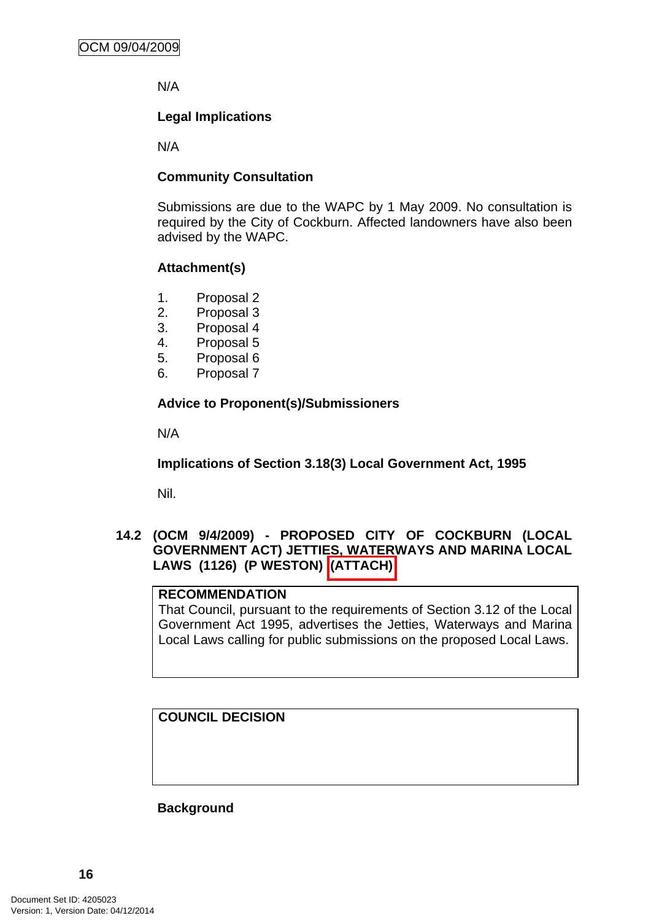N/A

**Legal Implications**

N/A

**Community Consultation**

Submissions are due to the WAPC by 1 May 2009. No consultation is required by the City of Cockburn. Affected landowners have also been advised by the WAPC.

**Attachment(s)**

1. Proposal 2
2. Proposal 3
3. Proposal 4
4. Proposal 5
5. Proposal 6
6. Proposal 7

**Advice to Proponent(s)/Submissioners**

N/A

**Implications of Section 3.18(3) Local Government Act, 1995**

Nil.

## 14.2 (OCM 9/4/2009) - PROPOSED CITY OF COCKBURN (LOCAL GOVERNMENT ACT) JETTIES, WATERWAYS AND MARINA LOCAL LAWS (1126) (P WESTON) (ATTACH)

**RECOMMENDATION**

That Council, pursuant to the requirements of Section 3.12 of the Local Government Act 1995, advertises the Jetties, Waterways and Marina Local Laws calling for public submissions on the proposed Local Laws.

**COUNCIL DECISION**

**Background**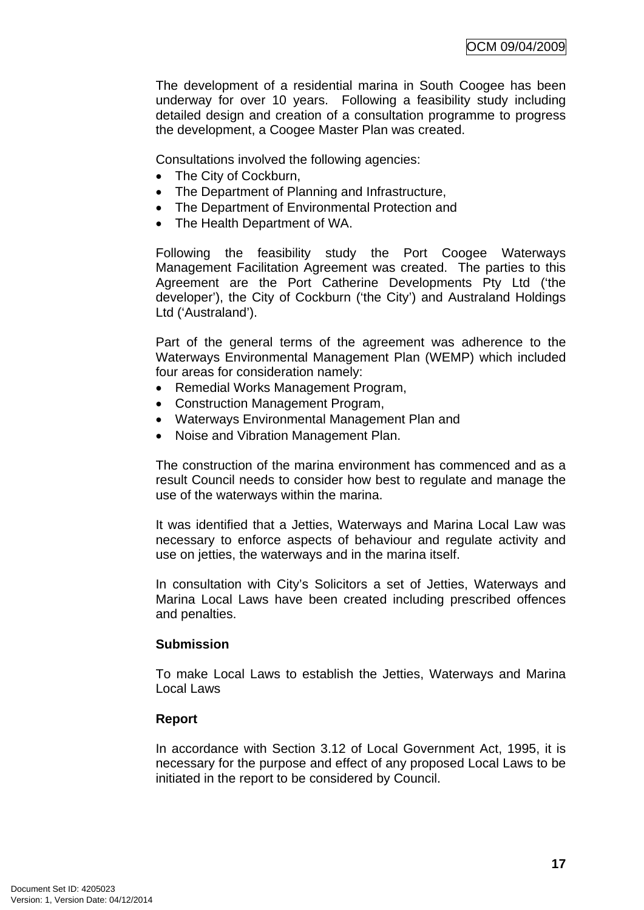The development of a residential marina in South Coogee has been underway for over 10 years. Following a feasibility study including detailed design and creation of a consultation programme to progress the development, a Coogee Master Plan was created.

Consultations involved the following agencies:

- The City of Cockburn,
- The Department of Planning and Infrastructure,
- The Department of Environmental Protection and
- The Health Department of WA.

Following the feasibility study the Port Coogee Waterways Management Facilitation Agreement was created. The parties to this Agreement are the Port Catherine Developments Pty Ltd ('the developer'), the City of Cockburn ('the City') and Australand Holdings Ltd ('Australand').

Part of the general terms of the agreement was adherence to the Waterways Environmental Management Plan (WEMP) which included four areas for consideration namely:

- Remedial Works Management Program,
- Construction Management Program,
- Waterways Environmental Management Plan and
- Noise and Vibration Management Plan.

The construction of the marina environment has commenced and as a result Council needs to consider how best to regulate and manage the use of the waterways within the marina.

It was identified that a Jetties, Waterways and Marina Local Law was necessary to enforce aspects of behaviour and regulate activity and use on jetties, the waterways and in the marina itself.

In consultation with City's Solicitors a set of Jetties, Waterways and Marina Local Laws have been created including prescribed offences and penalties.

**Submission**

To make Local Laws to establish the Jetties, Waterways and Marina Local Laws

**Report**

In accordance with Section 3.12 of Local Government Act, 1995, it is necessary for the purpose and effect of any proposed Local Laws to be initiated in the report to be considered by Council.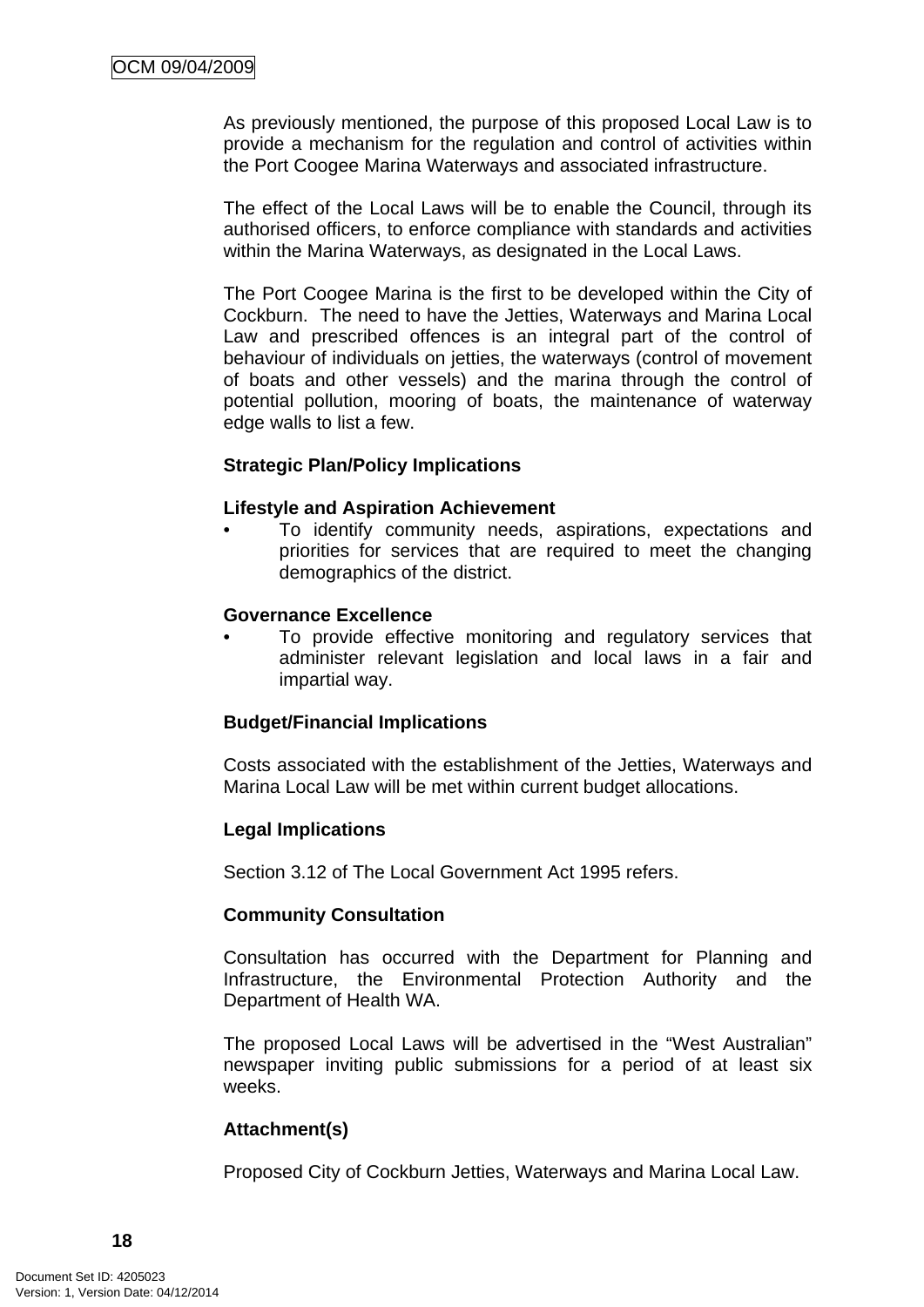As previously mentioned, the purpose of this proposed Local Law is to provide a mechanism for the regulation and control of activities within the Port Coogee Marina Waterways and associated infrastructure.

The effect of the Local Laws will be to enable the Council, through its authorised officers, to enforce compliance with standards and activities within the Marina Waterways, as designated in the Local Laws.

The Port Coogee Marina is the first to be developed within the City of Cockburn. The need to have the Jetties, Waterways and Marina Local Law and prescribed offences is an integral part of the control of behaviour of individuals on jetties, the waterways (control of movement of boats and other vessels) and the marina through the control of potential pollution, mooring of boats, the maintenance of waterway edge walls to list a few.

**Strategic Plan/Policy Implications**

**Lifestyle and Aspiration Achievement**

- To identify community needs, aspirations, expectations and priorities for services that are required to meet the changing demographics of the district.

**Governance Excellence**

- To provide effective monitoring and regulatory services that administer relevant legislation and local laws in a fair and impartial way.

**Budget/Financial Implications**

Costs associated with the establishment of the Jetties, Waterways and Marina Local Law will be met within current budget allocations.

**Legal Implications**

Section 3.12 of The Local Government Act 1995 refers.

**Community Consultation**

Consultation has occurred with the Department for Planning and Infrastructure, the Environmental Protection Authority and the Department of Health WA.

The proposed Local Laws will be advertised in the "West Australian" newspaper inviting public submissions for a period of at least six weeks.

**Attachment(s)**

Proposed City of Cockburn Jetties, Waterways and Marina Local Law.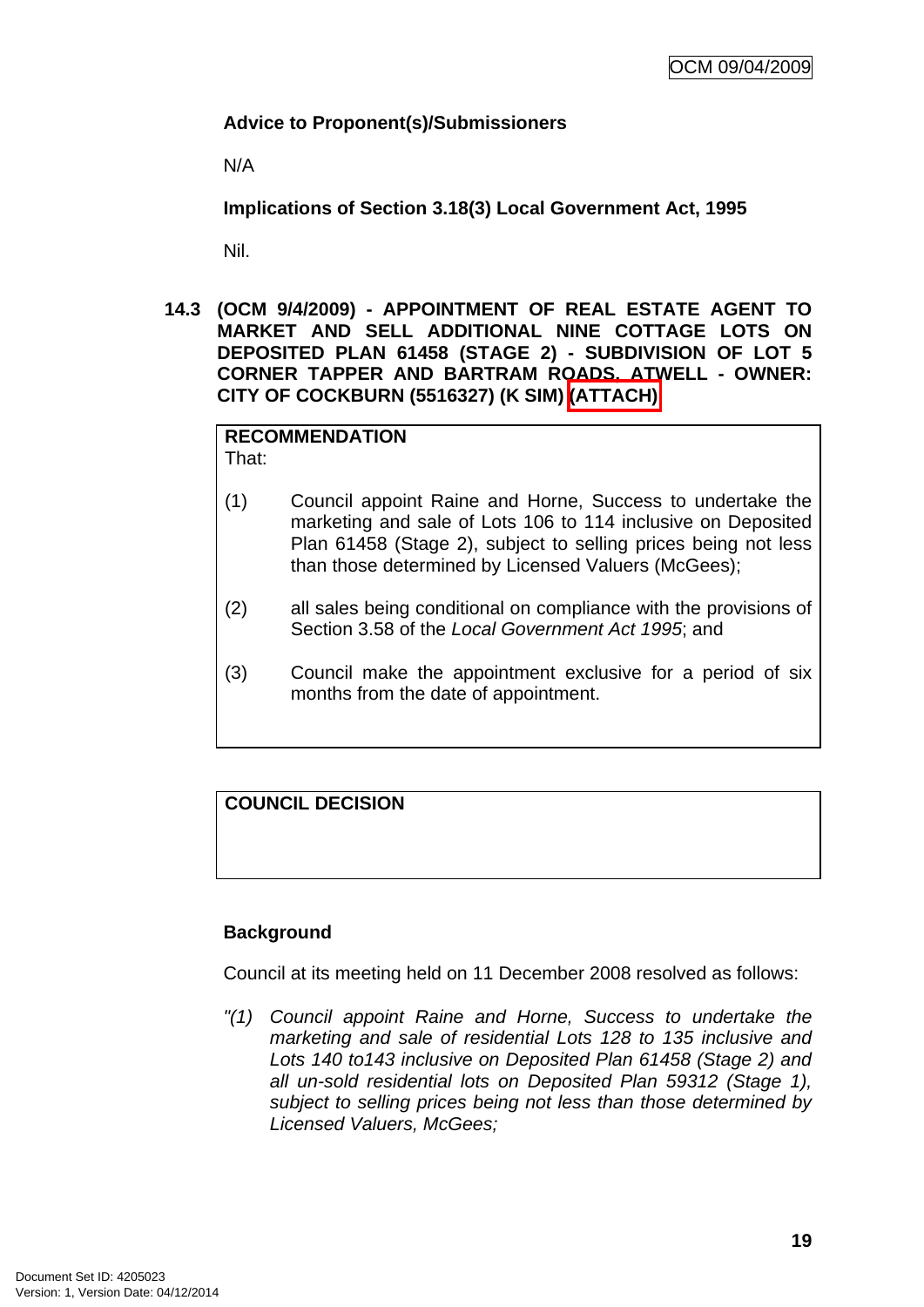**Advice to Proponent(s)/Submissioners**

N/A

**Implications of Section 3.18(3) Local Government Act, 1995**

Nil.

**14.3 (OCM 9/4/2009) - APPOINTMENT OF REAL ESTATE AGENT TO MARKET AND SELL ADDITIONAL NINE COTTAGE LOTS ON DEPOSITED PLAN 61458 (STAGE 2) - SUBDIVISION OF LOT 5 CORNER TAPPER AND BARTRAM ROADS, ATWELL - OWNER: CITY OF COCKBURN (5516327) (K SIM) (ATTACH)**

**RECOMMENDATION**

That:

(1) Council appoint Raine and Horne, Success to undertake the marketing and sale of Lots 106 to 114 inclusive on Deposited Plan 61458 (Stage 2), subject to selling prices being not less than those determined by Licensed Valuers (McGees);

(2) all sales being conditional on compliance with the provisions of Section 3.58 of the *Local Government Act 1995*; and

(3) Council make the appointment exclusive for a period of six months from the date of appointment.

**COUNCIL DECISION**

**Background**

Council at its meeting held on 11 December 2008 resolved as follows:

*"(1) Council appoint Raine and Horne, Success to undertake the marketing and sale of residential Lots 128 to 135 inclusive and Lots 140 to143 inclusive on Deposited Plan 61458 (Stage 2) and all un-sold residential lots on Deposited Plan 59312 (Stage 1), subject to selling prices being not less than those determined by Licensed Valuers, McGees;*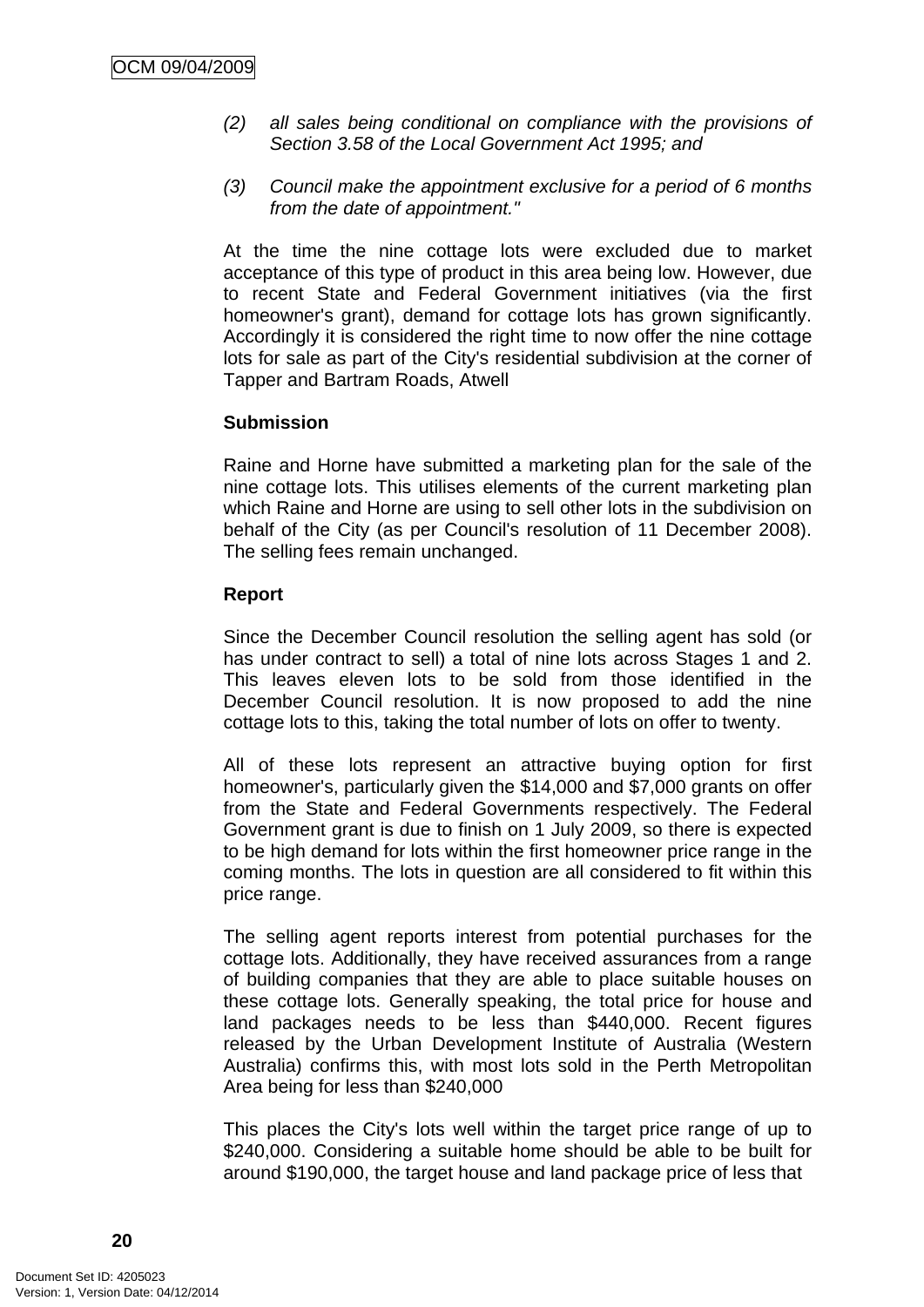*(2) all sales being conditional on compliance with the provisions of Section 3.58 of the Local Government Act 1995; and*

*(3) Council make the appointment exclusive for a period of 6 months from the date of appointment."*

At the time the nine cottage lots were excluded due to market acceptance of this type of product in this area being low. However, due to recent State and Federal Government initiatives (via the first homeowner's grant), demand for cottage lots has grown significantly. Accordingly it is considered the right time to now offer the nine cottage lots for sale as part of the City's residential subdivision at the corner of Tapper and Bartram Roads, Atwell

**Submission**

Raine and Horne have submitted a marketing plan for the sale of the nine cottage lots. This utilises elements of the current marketing plan which Raine and Horne are using to sell other lots in the subdivision on behalf of the City (as per Council's resolution of 11 December 2008). The selling fees remain unchanged.

**Report**

Since the December Council resolution the selling agent has sold (or has under contract to sell) a total of nine lots across Stages 1 and 2. This leaves eleven lots to be sold from those identified in the December Council resolution. It is now proposed to add the nine cottage lots to this, taking the total number of lots on offer to twenty.

All of these lots represent an attractive buying option for first homeowner's, particularly given the $14,000 and $7,000 grants on offer from the State and Federal Governments respectively. The Federal Government grant is due to finish on 1 July 2009, so there is expected to be high demand for lots within the first homeowner price range in the coming months. The lots in question are all considered to fit within this price range.

The selling agent reports interest from potential purchases for the cottage lots. Additionally, they have received assurances from a range of building companies that they are able to place suitable houses on these cottage lots. Generally speaking, the total price for house and land packages needs to be less than $440,000. Recent figures released by the Urban Development Institute of Australia (Western Australia) confirms this, with most lots sold in the Perth Metropolitan Area being for less than $240,000

This places the City's lots well within the target price range of up to $240,000. Considering a suitable home should be able to be built for around $190,000, the target house and land package price of less that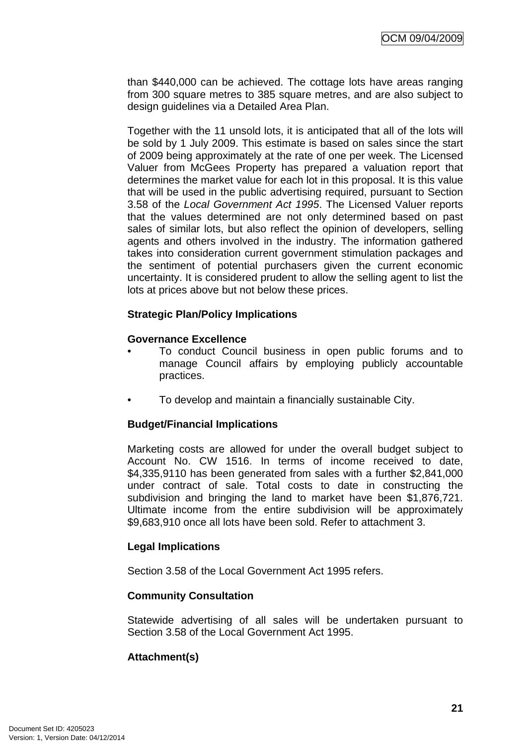than $440,000 can be achieved. The cottage lots have areas ranging from 300 square metres to 385 square metres, and are also subject to design guidelines via a Detailed Area Plan.

Together with the 11 unsold lots, it is anticipated that all of the lots will be sold by 1 July 2009. This estimate is based on sales since the start of 2009 being approximately at the rate of one per week. The Licensed Valuer from McGees Property has prepared a valuation report that determines the market value for each lot in this proposal. It is this value that will be used in the public advertising required, pursuant to Section 3.58 of the *Local Government Act 1995*. The Licensed Valuer reports that the values determined are not only determined based on past sales of similar lots, but also reflect the opinion of developers, selling agents and others involved in the industry. The information gathered takes into consideration current government stimulation packages and the sentiment of potential purchasers given the current economic uncertainty. It is considered prudent to allow the selling agent to list the lots at prices above but not below these prices.

**Strategic Plan/Policy Implications**

**Governance Excellence**

- To conduct Council business in open public forums and to manage Council affairs by employing publicly accountable practices.
- To develop and maintain a financially sustainable City.

**Budget/Financial Implications**

Marketing costs are allowed for under the overall budget subject to Account No. CW 1516. In terms of income received to date, $4,335,9110 has been generated from sales with a further $2,841,000 under contract of sale. Total costs to date in constructing the subdivision and bringing the land to market have been $1,876,721. Ultimate income from the entire subdivision will be approximately $9,683,910 once all lots have been sold. Refer to attachment 3.

**Legal Implications**

Section 3.58 of the Local Government Act 1995 refers.

**Community Consultation**

Statewide advertising of all sales will be undertaken pursuant to Section 3.58 of the Local Government Act 1995.

**Attachment(s)**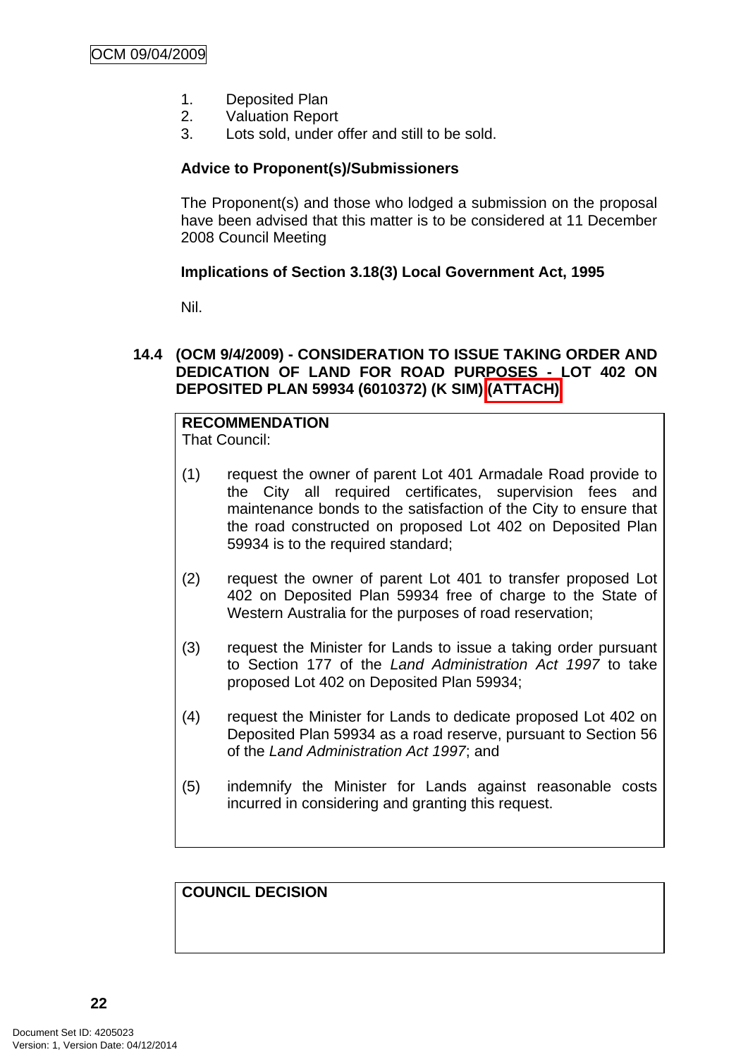1. Deposited Plan
2. Valuation Report
3. Lots sold, under offer and still to be sold.

**Advice to Proponent(s)/Submissioners**

The Proponent(s) and those who lodged a submission on the proposal have been advised that this matter is to be considered at 11 December 2008 Council Meeting

**Implications of Section 3.18(3) Local Government Act, 1995**

Nil.

### 14.4 (OCM 9/4/2009) - CONSIDERATION TO ISSUE TAKING ORDER AND DEDICATION OF LAND FOR ROAD PURPOSES - LOT 402 ON DEPOSITED PLAN 59934 (6010372) (K SIM) (ATTACH)

**RECOMMENDATION**
That Council:

(1) request the owner of parent Lot 401 Armadale Road provide to the City all required certificates, supervision fees and maintenance bonds to the satisfaction of the City to ensure that the road constructed on proposed Lot 402 on Deposited Plan 59934 is to the required standard;

(2) request the owner of parent Lot 401 to transfer proposed Lot 402 on Deposited Plan 59934 free of charge to the State of Western Australia for the purposes of road reservation;

(3) request the Minister for Lands to issue a taking order pursuant to Section 177 of the *Land Administration Act 1997* to take proposed Lot 402 on Deposited Plan 59934;

(4) request the Minister for Lands to dedicate proposed Lot 402 on Deposited Plan 59934 as a road reserve, pursuant to Section 56 of the *Land Administration Act 1997*; and

(5) indemnify the Minister for Lands against reasonable costs incurred in considering and granting this request.

**COUNCIL DECISION**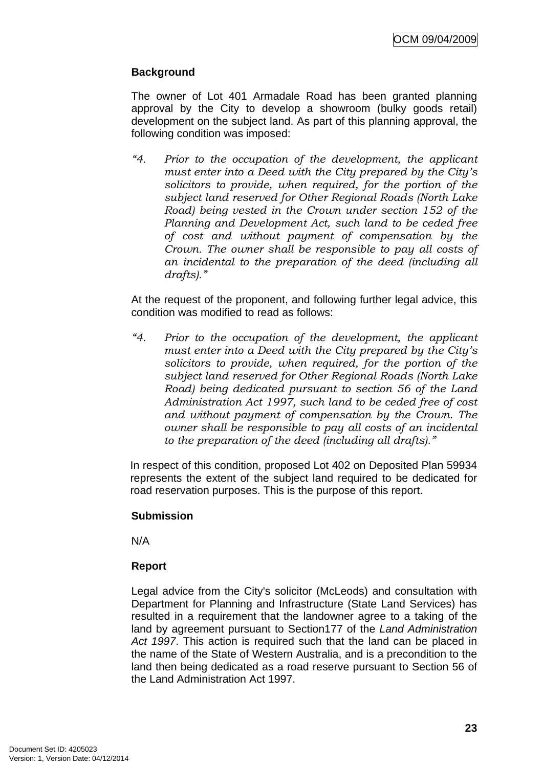**Background**

The owner of Lot 401 Armadale Road has been granted planning approval by the City to develop a showroom (bulky goods retail) development on the subject land. As part of this planning approval, the following condition was imposed:

*"4. Prior to the occupation of the development, the applicant must enter into a Deed with the City prepared by the City's solicitors to provide, when required, for the portion of the subject land reserved for Other Regional Roads (North Lake Road) being vested in the Crown under section 152 of the Planning and Development Act, such land to be ceded free of cost and without payment of compensation by the Crown. The owner shall be responsible to pay all costs of an incidental to the preparation of the deed (including all drafts)."*

At the request of the proponent, and following further legal advice, this condition was modified to read as follows:

*"4. Prior to the occupation of the development, the applicant must enter into a Deed with the City prepared by the City's solicitors to provide, when required, for the portion of the subject land reserved for Other Regional Roads (North Lake Road) being dedicated pursuant to section 56 of the Land Administration Act 1997, such land to be ceded free of cost and without payment of compensation by the Crown. The owner shall be responsible to pay all costs of an incidental to the preparation of the deed (including all drafts)."*

In respect of this condition, proposed Lot 402 on Deposited Plan 59934 represents the extent of the subject land required to be dedicated for road reservation purposes. This is the purpose of this report.

**Submission**

N/A

**Report**

Legal advice from the City's solicitor (McLeods) and consultation with Department for Planning and Infrastructure (State Land Services) has resulted in a requirement that the landowner agree to a taking of the land by agreement pursuant to Section177 of the *Land Administration Act 1997*. This action is required such that the land can be placed in the name of the State of Western Australia, and is a precondition to the land then being dedicated as a road reserve pursuant to Section 56 of the Land Administration Act 1997.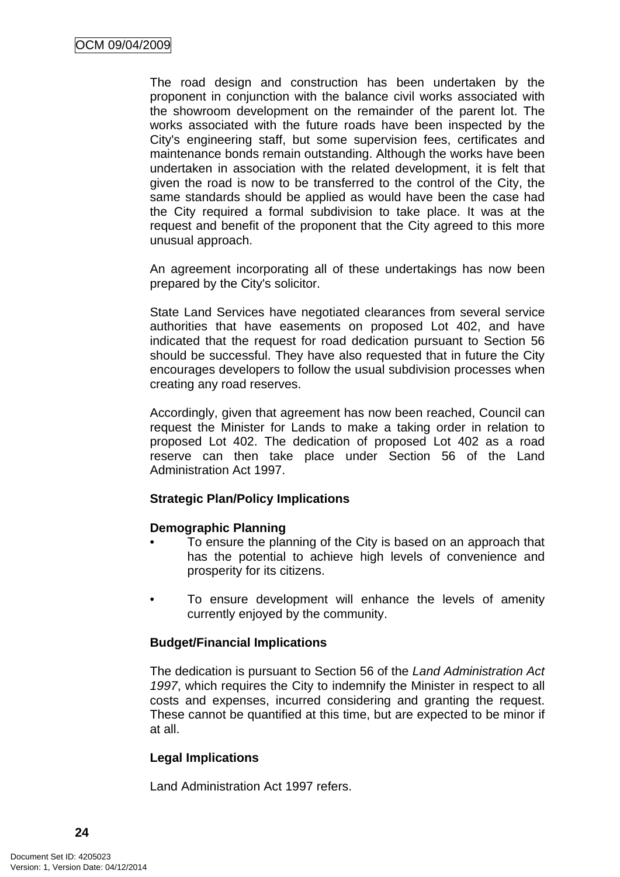The road design and construction has been undertaken by the proponent in conjunction with the balance civil works associated with the showroom development on the remainder of the parent lot. The works associated with the future roads have been inspected by the City's engineering staff, but some supervision fees, certificates and maintenance bonds remain outstanding. Although the works have been undertaken in association with the related development, it is felt that given the road is now to be transferred to the control of the City, the same standards should be applied as would have been the case had the City required a formal subdivision to take place. It was at the request and benefit of the proponent that the City agreed to this more unusual approach.

An agreement incorporating all of these undertakings has now been prepared by the City's solicitor.

State Land Services have negotiated clearances from several service authorities that have easements on proposed Lot 402, and have indicated that the request for road dedication pursuant to Section 56 should be successful. They have also requested that in future the City encourages developers to follow the usual subdivision processes when creating any road reserves.

Accordingly, given that agreement has now been reached, Council can request the Minister for Lands to make a taking order in relation to proposed Lot 402. The dedication of proposed Lot 402 as a road reserve can then take place under Section 56 of the Land Administration Act 1997.

**Strategic Plan/Policy Implications**

**Demographic Planning**

- To ensure the planning of the City is based on an approach that has the potential to achieve high levels of convenience and prosperity for its citizens.

- To ensure development will enhance the levels of amenity currently enjoyed by the community.

**Budget/Financial Implications**

The dedication is pursuant to Section 56 of the *Land Administration Act 1997*, which requires the City to indemnify the Minister in respect to all costs and expenses, incurred considering and granting the request. These cannot be quantified at this time, but are expected to be minor if at all.

**Legal Implications**

Land Administration Act 1997 refers.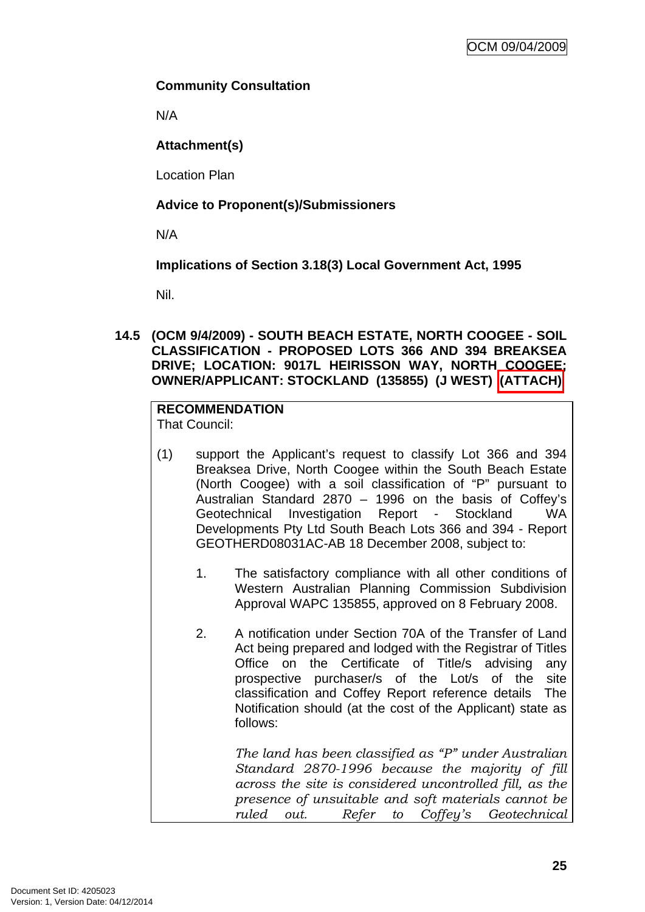**Community Consultation**

N/A

**Attachment(s)**

Location Plan

**Advice to Proponent(s)/Submissioners**

N/A

**Implications of Section 3.18(3) Local Government Act, 1995**

Nil.

**14.5 (OCM 9/4/2009) - SOUTH BEACH ESTATE, NORTH COOGEE - SOIL CLASSIFICATION - PROPOSED LOTS 366 AND 394 BREAKSEA DRIVE; LOCATION: 9017L HEIRISSON WAY, NORTH COOGEE; OWNER/APPLICANT: STOCKLAND (135855) (J WEST) (ATTACH)**

**RECOMMENDATION**
That Council:

(1) support the Applicant's request to classify Lot 366 and 394 Breaksea Drive, North Coogee within the South Beach Estate (North Coogee) with a soil classification of "P" pursuant to Australian Standard 2870 – 1996 on the basis of Coffey's Geotechnical Investigation Report - Stockland WA Developments Pty Ltd South Beach Lots 366 and 394 - Report GEOTHERD08031AC-AB 18 December 2008, subject to:

1. The satisfactory compliance with all other conditions of Western Australian Planning Commission Subdivision Approval WAPC 135855, approved on 8 February 2008.

2. A notification under Section 70A of the Transfer of Land Act being prepared and lodged with the Registrar of Titles Office on the Certificate of Title/s advising any prospective purchaser/s of the Lot/s of the site classification and Coffey Report reference details The Notification should (at the cost of the Applicant) state as follows:

*The land has been classified as "P" under Australian Standard 2870-1996 because the majority of fill across the site is considered uncontrolled fill, as the presence of unsuitable and soft materials cannot be ruled out. Refer to Coffey's Geotechnical*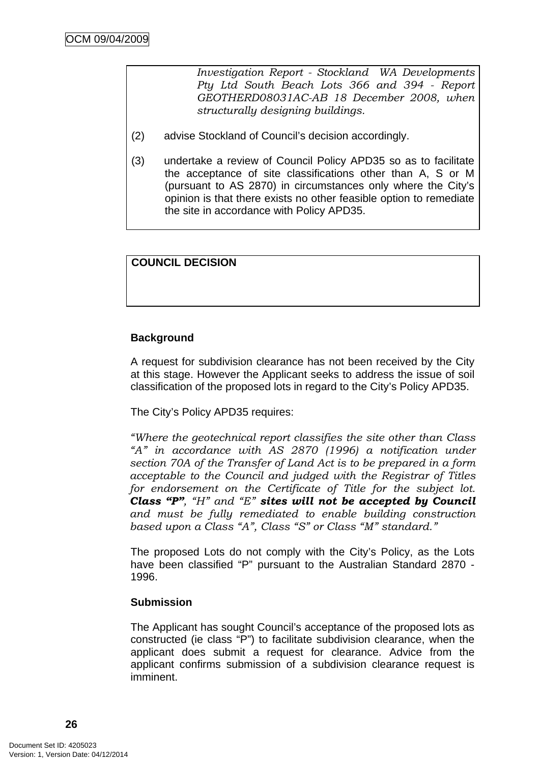*Investigation Report - Stockland WA Developments Pty Ltd South Beach Lots 366 and 394 - Report GEOTHERD08031AC-AB 18 December 2008, when structurally designing buildings.*

(2) advise Stockland of Council's decision accordingly.

(3) undertake a review of Council Policy APD35 so as to facilitate the acceptance of site classifications other than A, S or M (pursuant to AS 2870) in circumstances only where the City's opinion is that there exists no other feasible option to remediate the site in accordance with Policy APD35.

**COUNCIL DECISION**

**Background**

A request for subdivision clearance has not been received by the City at this stage. However the Applicant seeks to address the issue of soil classification of the proposed lots in regard to the City's Policy APD35.

The City's Policy APD35 requires:

*"Where the geotechnical report classifies the site other than Class "A" in accordance with AS 2870 (1996) a notification under section 70A of the Transfer of Land Act is to be prepared in a form acceptable to the Council and judged with the Registrar of Titles for endorsement on the Certificate of Title for the subject lot.* ***Class "P"****, "H" and "E"* ***sites will not be accepted by Council*** *and must be fully remediated to enable building construction based upon a Class "A", Class "S" or Class "M" standard."*

The proposed Lots do not comply with the City's Policy, as the Lots have been classified "P" pursuant to the Australian Standard 2870 - 1996.

**Submission**

The Applicant has sought Council's acceptance of the proposed lots as constructed (ie class "P") to facilitate subdivision clearance, when the applicant does submit a request for clearance. Advice from the applicant confirms submission of a subdivision clearance request is imminent.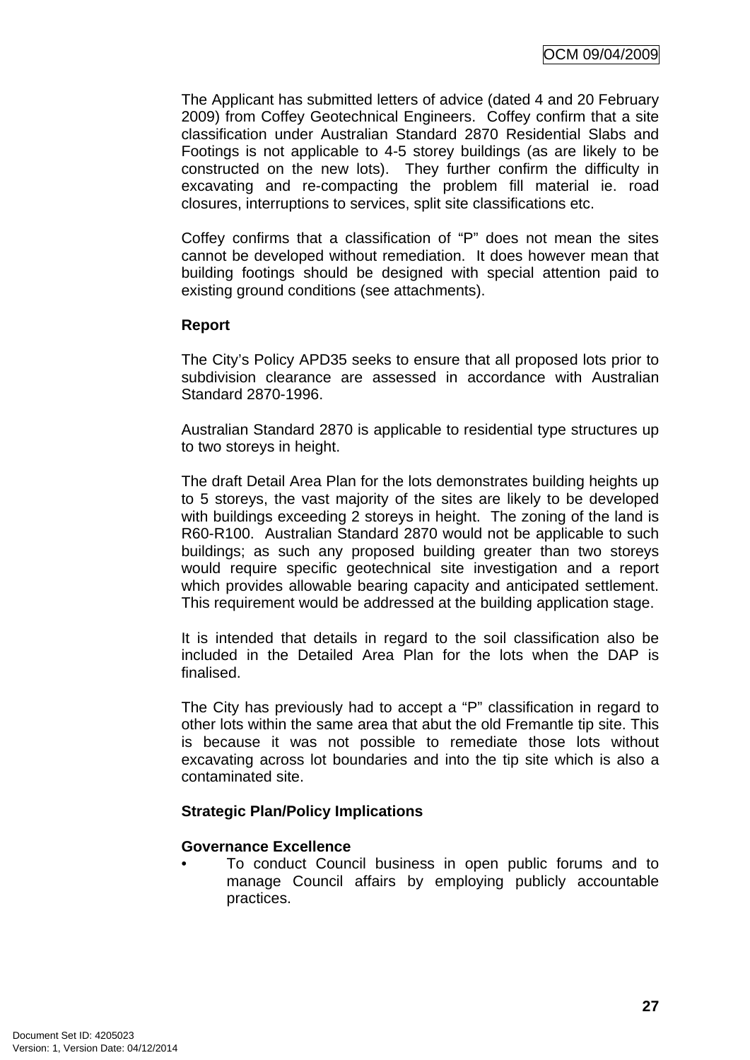The Applicant has submitted letters of advice (dated 4 and 20 February 2009) from Coffey Geotechnical Engineers. Coffey confirm that a site classification under Australian Standard 2870 Residential Slabs and Footings is not applicable to 4-5 storey buildings (as are likely to be constructed on the new lots). They further confirm the difficulty in excavating and re-compacting the problem fill material ie. road closures, interruptions to services, split site classifications etc.

Coffey confirms that a classification of "P" does not mean the sites cannot be developed without remediation. It does however mean that building footings should be designed with special attention paid to existing ground conditions (see attachments).

**Report**

The City's Policy APD35 seeks to ensure that all proposed lots prior to subdivision clearance are assessed in accordance with Australian Standard 2870-1996.

Australian Standard 2870 is applicable to residential type structures up to two storeys in height.

The draft Detail Area Plan for the lots demonstrates building heights up to 5 storeys, the vast majority of the sites are likely to be developed with buildings exceeding 2 storeys in height. The zoning of the land is R60-R100. Australian Standard 2870 would not be applicable to such buildings; as such any proposed building greater than two storeys would require specific geotechnical site investigation and a report which provides allowable bearing capacity and anticipated settlement. This requirement would be addressed at the building application stage.

It is intended that details in regard to the soil classification also be included in the Detailed Area Plan for the lots when the DAP is finalised.

The City has previously had to accept a "P" classification in regard to other lots within the same area that abut the old Fremantle tip site. This is because it was not possible to remediate those lots without excavating across lot boundaries and into the tip site which is also a contaminated site.

**Strategic Plan/Policy Implications**

**Governance Excellence**

- To conduct Council business in open public forums and to manage Council affairs by employing publicly accountable practices.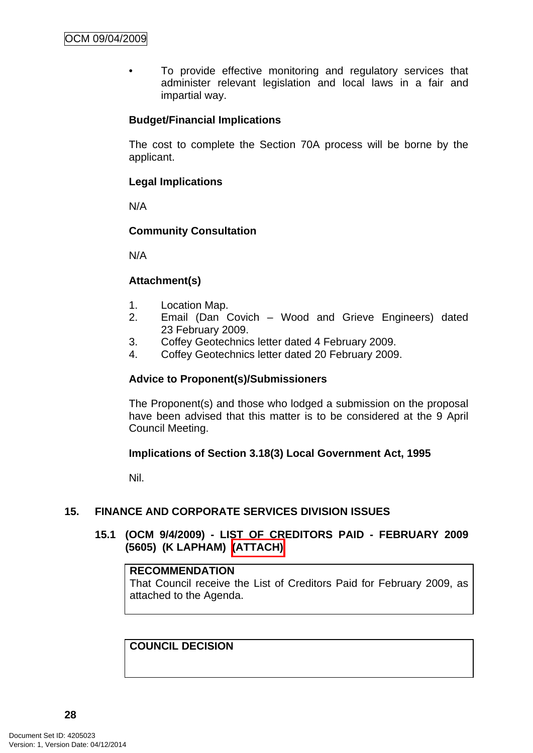- To provide effective monitoring and regulatory services that administer relevant legislation and local laws in a fair and impartial way.

**Budget/Financial Implications**

The cost to complete the Section 70A process will be borne by the applicant.

**Legal Implications**

N/A

**Community Consultation**

N/A

**Attachment(s)**

1. Location Map.
2. Email (Dan Covich – Wood and Grieve Engineers) dated 23 February 2009.
3. Coffey Geotechnics letter dated 4 February 2009.
4. Coffey Geotechnics letter dated 20 February 2009.

**Advice to Proponent(s)/Submissioners**

The Proponent(s) and those who lodged a submission on the proposal have been advised that this matter is to be considered at the 9 April Council Meeting.

**Implications of Section 3.18(3) Local Government Act, 1995**

Nil.

## 15. FINANCE AND CORPORATE SERVICES DIVISION ISSUES

### 15.1 (OCM 9/4/2009) - LIST OF CREDITORS PAID - FEBRUARY 2009 (5605) (K LAPHAM) (ATTACH)

**RECOMMENDATION**
That Council receive the List of Creditors Paid for February 2009, as attached to the Agenda.

**COUNCIL DECISION**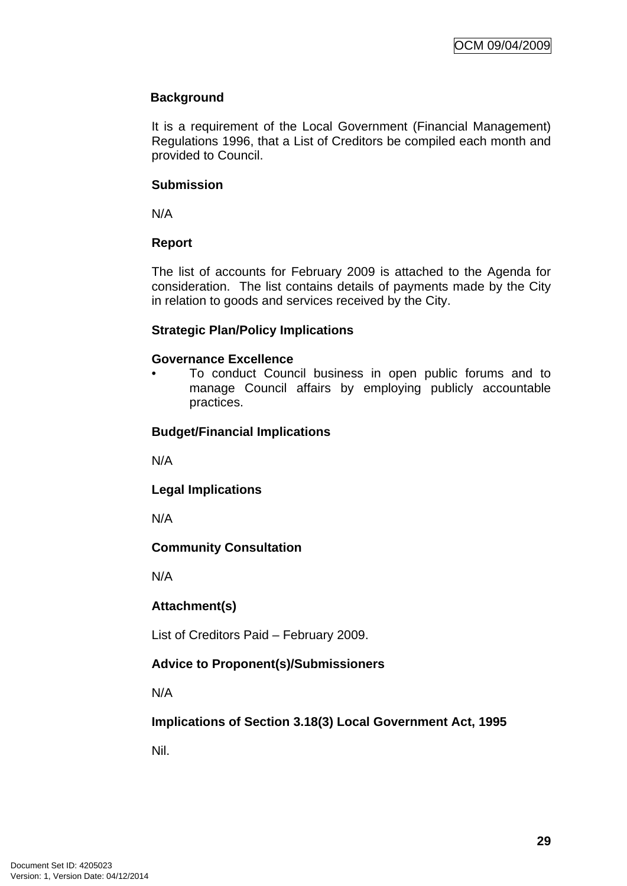**Background**

It is a requirement of the Local Government (Financial Management) Regulations 1996, that a List of Creditors be compiled each month and provided to Council.

**Submission**

N/A

**Report**

The list of accounts for February 2009 is attached to the Agenda for consideration. The list contains details of payments made by the City in relation to goods and services received by the City.

**Strategic Plan/Policy Implications**

**Governance Excellence**

- To conduct Council business in open public forums and to manage Council affairs by employing publicly accountable practices.

**Budget/Financial Implications**

N/A

**Legal Implications**

N/A

**Community Consultation**

N/A

**Attachment(s)**

List of Creditors Paid – February 2009.

**Advice to Proponent(s)/Submissioners**

N/A

**Implications of Section 3.18(3) Local Government Act, 1995**

Nil.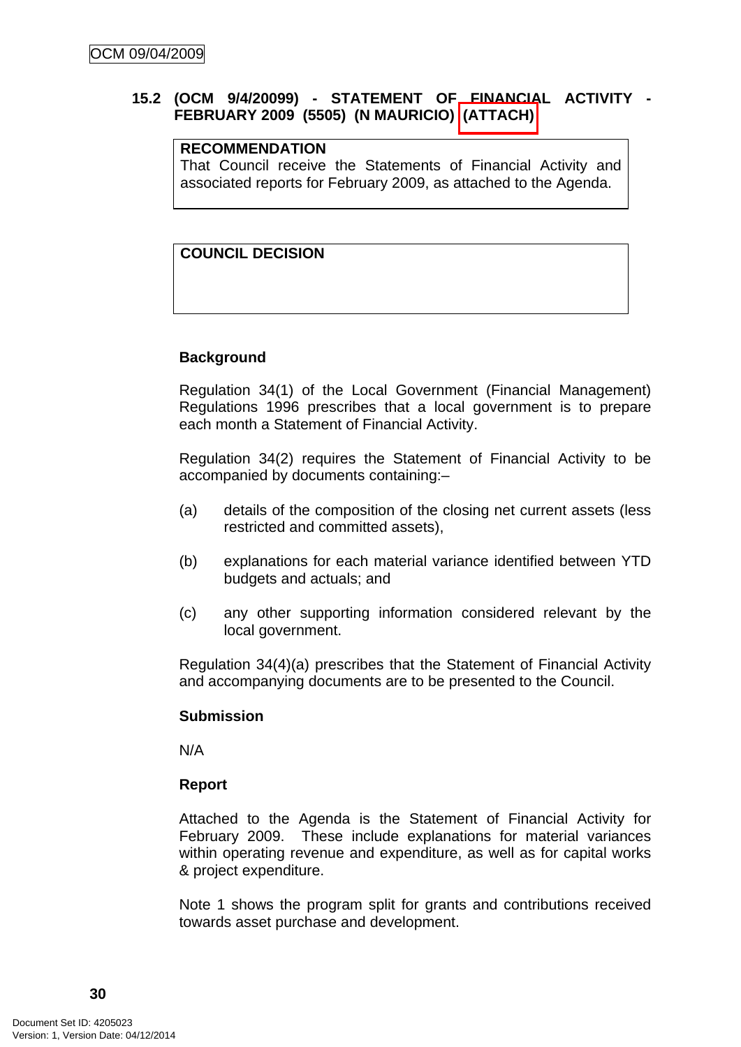### 15.2 (OCM 9/4/20099) - STATEMENT OF FINANCIAL ACTIVITY - FEBRUARY 2009 (5505) (N MAURICIO) (ATTACH)

| RECOMMENDATION |
|---|
| That Council receive the Statements of Financial Activity and associated reports for February 2009, as attached to the Agenda. |

| COUNCIL DECISION |
|---|
| |

**Background**

Regulation 34(1) of the Local Government (Financial Management) Regulations 1996 prescribes that a local government is to prepare each month a Statement of Financial Activity.

Regulation 34(2) requires the Statement of Financial Activity to be accompanied by documents containing:–

(a) details of the composition of the closing net current assets (less restricted and committed assets),

(b) explanations for each material variance identified between YTD budgets and actuals; and

(c) any other supporting information considered relevant by the local government.

Regulation 34(4)(a) prescribes that the Statement of Financial Activity and accompanying documents are to be presented to the Council.

**Submission**

N/A

**Report**

Attached to the Agenda is the Statement of Financial Activity for February 2009. These include explanations for material variances within operating revenue and expenditure, as well as for capital works & project expenditure.

Note 1 shows the program split for grants and contributions received towards asset purchase and development.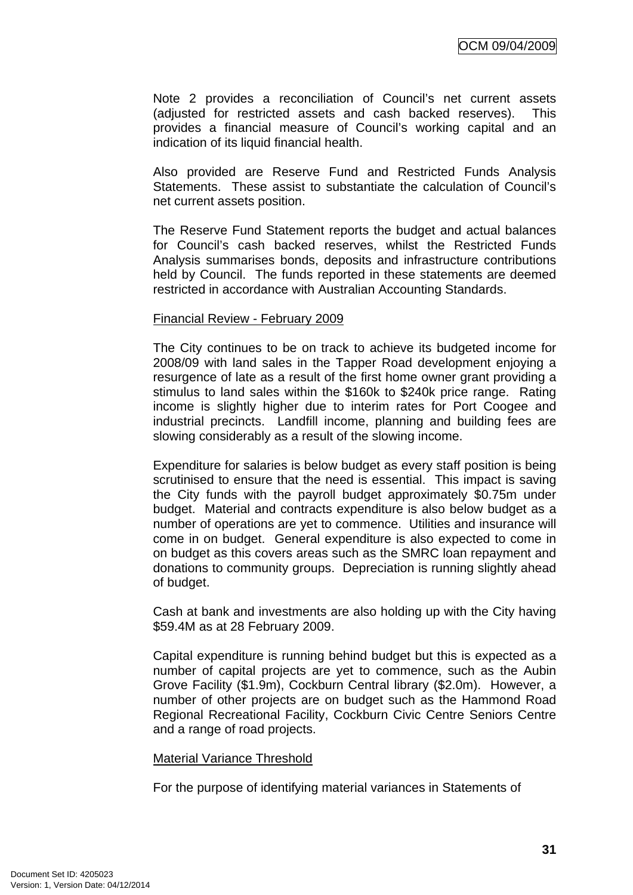Note 2 provides a reconciliation of Council's net current assets (adjusted for restricted assets and cash backed reserves). This provides a financial measure of Council's working capital and an indication of its liquid financial health.

Also provided are Reserve Fund and Restricted Funds Analysis Statements. These assist to substantiate the calculation of Council's net current assets position.

The Reserve Fund Statement reports the budget and actual balances for Council's cash backed reserves, whilst the Restricted Funds Analysis summarises bonds, deposits and infrastructure contributions held by Council. The funds reported in these statements are deemed restricted in accordance with Australian Accounting Standards.

Financial Review - February 2009

The City continues to be on track to achieve its budgeted income for 2008/09 with land sales in the Tapper Road development enjoying a resurgence of late as a result of the first home owner grant providing a stimulus to land sales within the $160k to $240k price range. Rating income is slightly higher due to interim rates for Port Coogee and industrial precincts. Landfill income, planning and building fees are slowing considerably as a result of the slowing income.

Expenditure for salaries is below budget as every staff position is being scrutinised to ensure that the need is essential. This impact is saving the City funds with the payroll budget approximately $0.75m under budget. Material and contracts expenditure is also below budget as a number of operations are yet to commence. Utilities and insurance will come in on budget. General expenditure is also expected to come in on budget as this covers areas such as the SMRC loan repayment and donations to community groups. Depreciation is running slightly ahead of budget.

Cash at bank and investments are also holding up with the City having $59.4M as at 28 February 2009.

Capital expenditure is running behind budget but this is expected as a number of capital projects are yet to commence, such as the Aubin Grove Facility ($1.9m), Cockburn Central library ($2.0m). However, a number of other projects are on budget such as the Hammond Road Regional Recreational Facility, Cockburn Civic Centre Seniors Centre and a range of road projects.

Material Variance Threshold

For the purpose of identifying material variances in Statements of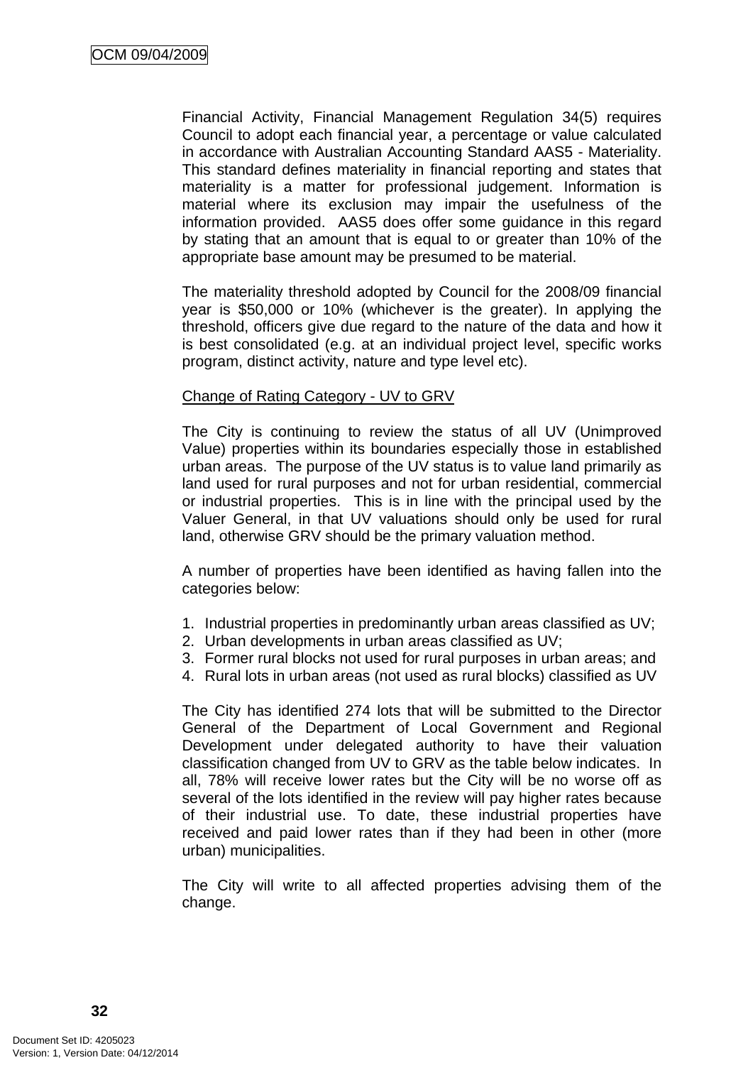Financial Activity, Financial Management Regulation 34(5) requires Council to adopt each financial year, a percentage or value calculated in accordance with Australian Accounting Standard AAS5 - Materiality. This standard defines materiality in financial reporting and states that materiality is a matter for professional judgement. Information is material where its exclusion may impair the usefulness of the information provided. AAS5 does offer some guidance in this regard by stating that an amount that is equal to or greater than 10% of the appropriate base amount may be presumed to be material.

The materiality threshold adopted by Council for the 2008/09 financial year is $50,000 or 10% (whichever is the greater). In applying the threshold, officers give due regard to the nature of the data and how it is best consolidated (e.g. at an individual project level, specific works program, distinct activity, nature and type level etc).

Change of Rating Category - UV to GRV

The City is continuing to review the status of all UV (Unimproved Value) properties within its boundaries especially those in established urban areas. The purpose of the UV status is to value land primarily as land used for rural purposes and not for urban residential, commercial or industrial properties. This is in line with the principal used by the Valuer General, in that UV valuations should only be used for rural land, otherwise GRV should be the primary valuation method.

A number of properties have been identified as having fallen into the categories below:

1. Industrial properties in predominantly urban areas classified as UV;
2. Urban developments in urban areas classified as UV;
3. Former rural blocks not used for rural purposes in urban areas; and
4. Rural lots in urban areas (not used as rural blocks) classified as UV

The City has identified 274 lots that will be submitted to the Director General of the Department of Local Government and Regional Development under delegated authority to have their valuation classification changed from UV to GRV as the table below indicates. In all, 78% will receive lower rates but the City will be no worse off as several of the lots identified in the review will pay higher rates because of their industrial use. To date, these industrial properties have received and paid lower rates than if they had been in other (more urban) municipalities.

The City will write to all affected properties advising them of the change.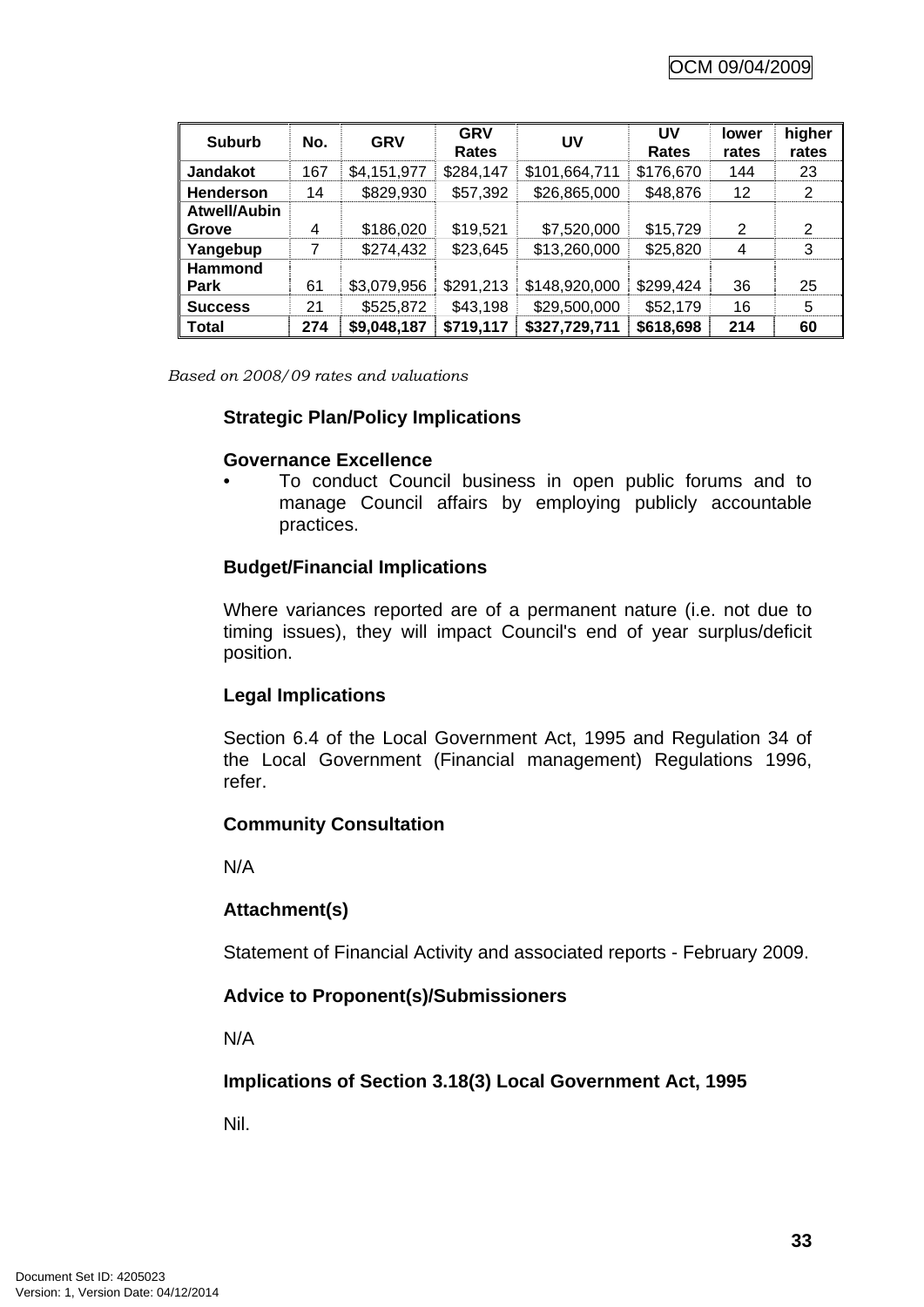| Suburb | No. | GRV | GRV Rates | UV | UV Rates | lower rates | higher rates |
|---|---|---|---|---|---|---|---|
| **Jandakot** | 167 | $4,151,977 | $284,147 | $101,664,711 | $176,670 | 144 | 23 |
| **Henderson** | 14 | $829,930 | $57,392 | $26,865,000 | $48,876 | 12 | 2 |
| **Atwell/Aubin Grove** | 4 | $186,020 | $19,521 | $7,520,000 | $15,729 | 2 | 2 |
| **Yangebup** | 7 | $274,432 | $23,645 | $13,260,000 | $25,820 | 4 | 3 |
| **Hammond Park** | 61 | $3,079,956 | $291,213 | $148,920,000 | $299,424 | 36 | 25 |
| **Success** | 21 | $525,872 | $43,198 | $29,500,000 | $52,179 | 16 | 5 |
| **Total** | **274** | **$9,048,187** | **$719,117** | **$327,729,711** | **$618,698** | **214** | **60** |

*Based on 2008/09 rates and valuations*

**Strategic Plan/Policy Implications**

**Governance Excellence**

- To conduct Council business in open public forums and to manage Council affairs by employing publicly accountable practices.

**Budget/Financial Implications**

Where variances reported are of a permanent nature (i.e. not due to timing issues), they will impact Council's end of year surplus/deficit position.

**Legal Implications**

Section 6.4 of the Local Government Act, 1995 and Regulation 34 of the Local Government (Financial management) Regulations 1996, refer.

**Community Consultation**

N/A

**Attachment(s)**

Statement of Financial Activity and associated reports - February 2009.

**Advice to Proponent(s)/Submissioners**

N/A

**Implications of Section 3.18(3) Local Government Act, 1995**

Nil.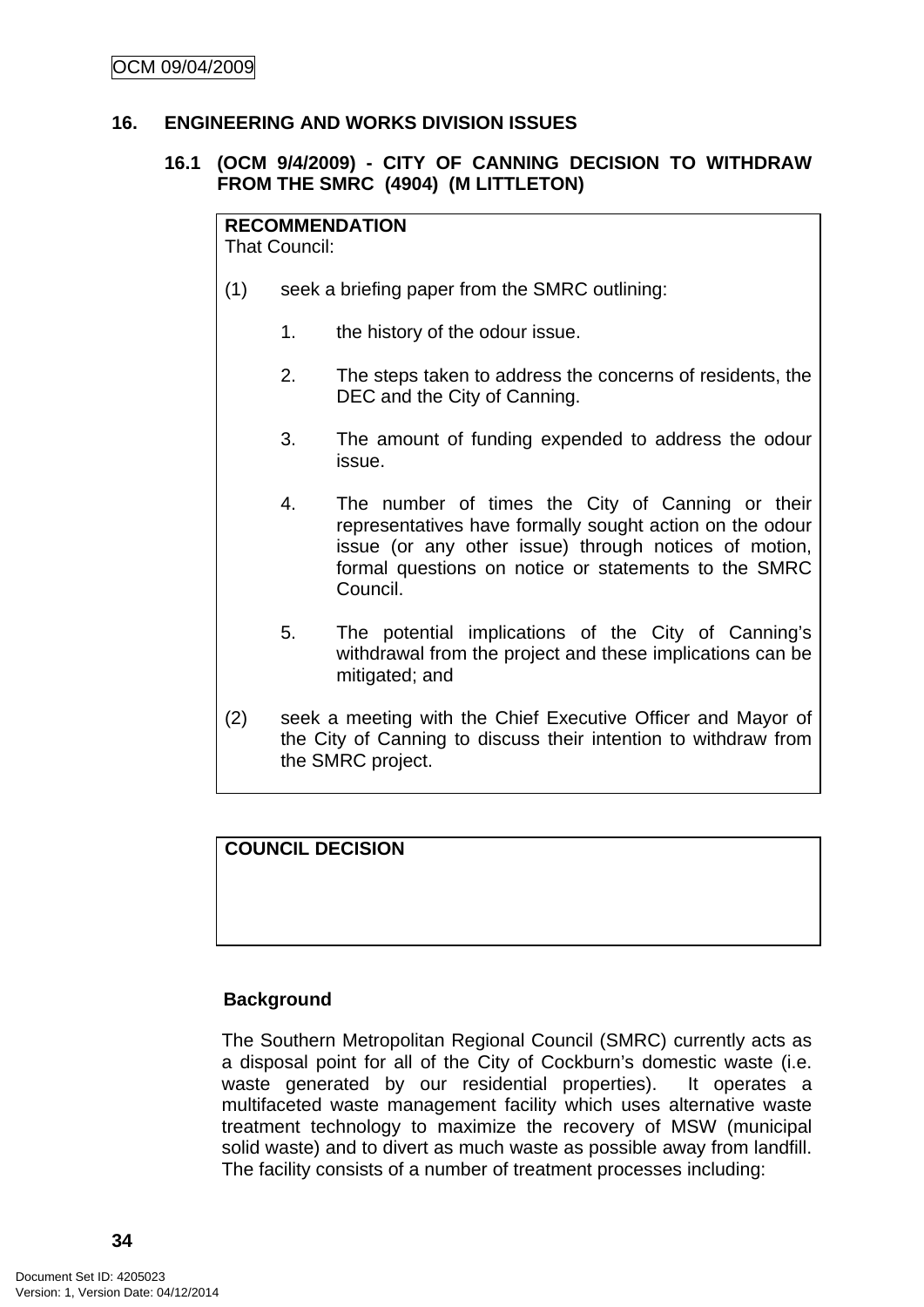## 16. ENGINEERING AND WORKS DIVISION ISSUES

### 16.1 (OCM 9/4/2009) - CITY OF CANNING DECISION TO WITHDRAW FROM THE SMRC (4904) (M LITTLETON)

**RECOMMENDATION**
That Council:

(1) seek a briefing paper from the SMRC outlining:

1. the history of the odour issue.

2. The steps taken to address the concerns of residents, the DEC and the City of Canning.

3. The amount of funding expended to address the odour issue.

4. The number of times the City of Canning or their representatives have formally sought action on the odour issue (or any other issue) through notices of motion, formal questions on notice or statements to the SMRC Council.

5. The potential implications of the City of Canning's withdrawal from the project and these implications can be mitigated; and

(2) seek a meeting with the Chief Executive Officer and Mayor of the City of Canning to discuss their intention to withdraw from the SMRC project.

**COUNCIL DECISION**

**Background**

The Southern Metropolitan Regional Council (SMRC) currently acts as a disposal point for all of the City of Cockburn's domestic waste (i.e. waste generated by our residential properties). It operates a multifaceted waste management facility which uses alternative waste treatment technology to maximize the recovery of MSW (municipal solid waste) and to divert as much waste as possible away from landfill. The facility consists of a number of treatment processes including: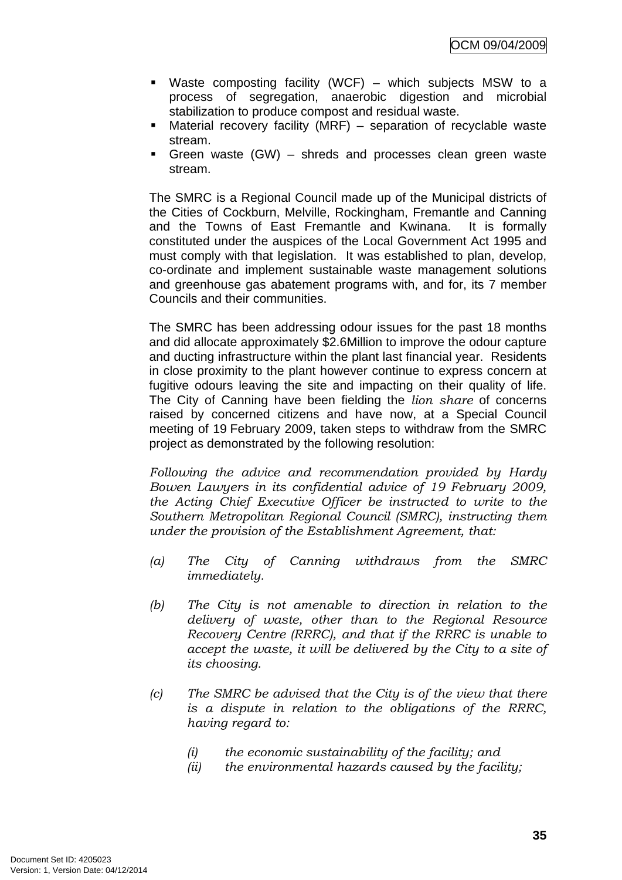- Waste composting facility (WCF) – which subjects MSW to a process of segregation, anaerobic digestion and microbial stabilization to produce compost and residual waste.
- Material recovery facility (MRF) – separation of recyclable waste stream.
- Green waste (GW) – shreds and processes clean green waste stream.

The SMRC is a Regional Council made up of the Municipal districts of the Cities of Cockburn, Melville, Rockingham, Fremantle and Canning and the Towns of East Fremantle and Kwinana. It is formally constituted under the auspices of the Local Government Act 1995 and must comply with that legislation. It was established to plan, develop, co-ordinate and implement sustainable waste management solutions and greenhouse gas abatement programs with, and for, its 7 member Councils and their communities.

The SMRC has been addressing odour issues for the past 18 months and did allocate approximately $2.6Million to improve the odour capture and ducting infrastructure within the plant last financial year. Residents in close proximity to the plant however continue to express concern at fugitive odours leaving the site and impacting on their quality of life. The City of Canning have been fielding the *lion share* of concerns raised by concerned citizens and have now, at a Special Council meeting of 19 February 2009, taken steps to withdraw from the SMRC project as demonstrated by the following resolution:

*Following the advice and recommendation provided by Hardy Bowen Lawyers in its confidential advice of 19 February 2009, the Acting Chief Executive Officer be instructed to write to the Southern Metropolitan Regional Council (SMRC), instructing them under the provision of the Establishment Agreement, that:*

*(a) The City of Canning withdraws from the SMRC immediately.*

*(b) The City is not amenable to direction in relation to the delivery of waste, other than to the Regional Resource Recovery Centre (RRRC), and that if the RRRC is unable to accept the waste, it will be delivered by the City to a site of its choosing.*

*(c) The SMRC be advised that the City is of the view that there is a dispute in relation to the obligations of the RRRC, having regard to:*

*(i) the economic sustainability of the facility; and*
*(ii) the environmental hazards caused by the facility;*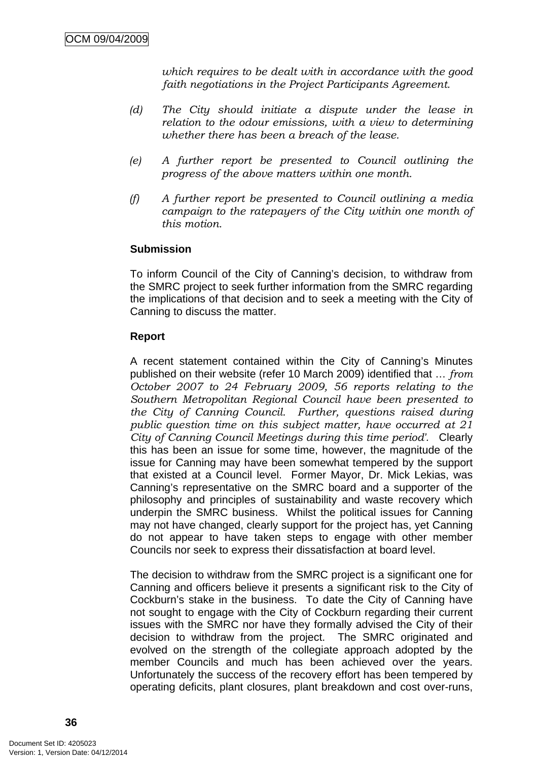*which requires to be dealt with in accordance with the good faith negotiations in the Project Participants Agreement.*

(d) *The City should initiate a dispute under the lease in relation to the odour emissions, with a view to determining whether there has been a breach of the lease.*

(e) *A further report be presented to Council outlining the progress of the above matters within one month.*

(f) *A further report be presented to Council outlining a media campaign to the ratepayers of the City within one month of this motion.*

**Submission**

To inform Council of the City of Canning's decision, to withdraw from the SMRC project to seek further information from the SMRC regarding the implications of that decision and to seek a meeting with the City of Canning to discuss the matter.

**Report**

A recent statement contained within the City of Canning's Minutes published on their website (refer 10 March 2009) identified that … *from October 2007 to 24 February 2009, 56 reports relating to the Southern Metropolitan Regional Council have been presented to the City of Canning Council. Further, questions raised during public question time on this subject matter, have occurred at 21 City of Canning Council Meetings during this time period'.* Clearly this has been an issue for some time, however, the magnitude of the issue for Canning may have been somewhat tempered by the support that existed at a Council level. Former Mayor, Dr. Mick Lekias, was Canning's representative on the SMRC board and a supporter of the philosophy and principles of sustainability and waste recovery which underpin the SMRC business. Whilst the political issues for Canning may not have changed, clearly support for the project has, yet Canning do not appear to have taken steps to engage with other member Councils nor seek to express their dissatisfaction at board level.

The decision to withdraw from the SMRC project is a significant one for Canning and officers believe it presents a significant risk to the City of Cockburn's stake in the business. To date the City of Canning have not sought to engage with the City of Cockburn regarding their current issues with the SMRC nor have they formally advised the City of their decision to withdraw from the project. The SMRC originated and evolved on the strength of the collegiate approach adopted by the member Councils and much has been achieved over the years. Unfortunately the success of the recovery effort has been tempered by operating deficits, plant closures, plant breakdown and cost over-runs,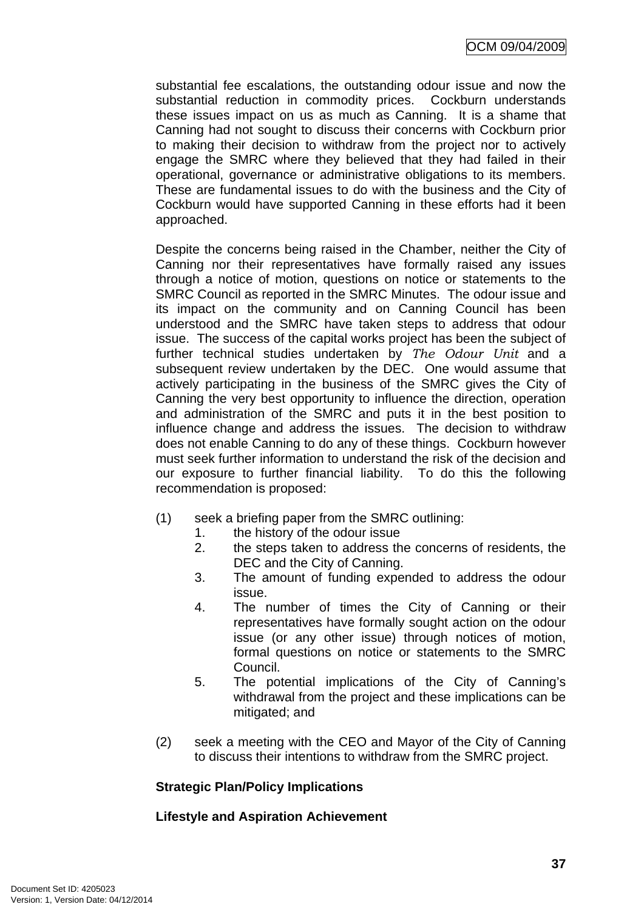substantial fee escalations, the outstanding odour issue and now the substantial reduction in commodity prices. Cockburn understands these issues impact on us as much as Canning. It is a shame that Canning had not sought to discuss their concerns with Cockburn prior to making their decision to withdraw from the project nor to actively engage the SMRC where they believed that they had failed in their operational, governance or administrative obligations to its members. These are fundamental issues to do with the business and the City of Cockburn would have supported Canning in these efforts had it been approached.

Despite the concerns being raised in the Chamber, neither the City of Canning nor their representatives have formally raised any issues through a notice of motion, questions on notice or statements to the SMRC Council as reported in the SMRC Minutes. The odour issue and its impact on the community and on Canning Council has been understood and the SMRC have taken steps to address that odour issue. The success of the capital works project has been the subject of further technical studies undertaken by *The Odour Unit* and a subsequent review undertaken by the DEC. One would assume that actively participating in the business of the SMRC gives the City of Canning the very best opportunity to influence the direction, operation and administration of the SMRC and puts it in the best position to influence change and address the issues. The decision to withdraw does not enable Canning to do any of these things. Cockburn however must seek further information to understand the risk of the decision and our exposure to further financial liability. To do this the following recommendation is proposed:

(1) seek a briefing paper from the SMRC outlining:
   1. the history of the odour issue
   2. the steps taken to address the concerns of residents, the DEC and the City of Canning.
   3. The amount of funding expended to address the odour issue.
   4. The number of times the City of Canning or their representatives have formally sought action on the odour issue (or any other issue) through notices of motion, formal questions on notice or statements to the SMRC Council.
   5. The potential implications of the City of Canning's withdrawal from the project and these implications can be mitigated; and

(2) seek a meeting with the CEO and Mayor of the City of Canning to discuss their intentions to withdraw from the SMRC project.

**Strategic Plan/Policy Implications**

**Lifestyle and Aspiration Achievement**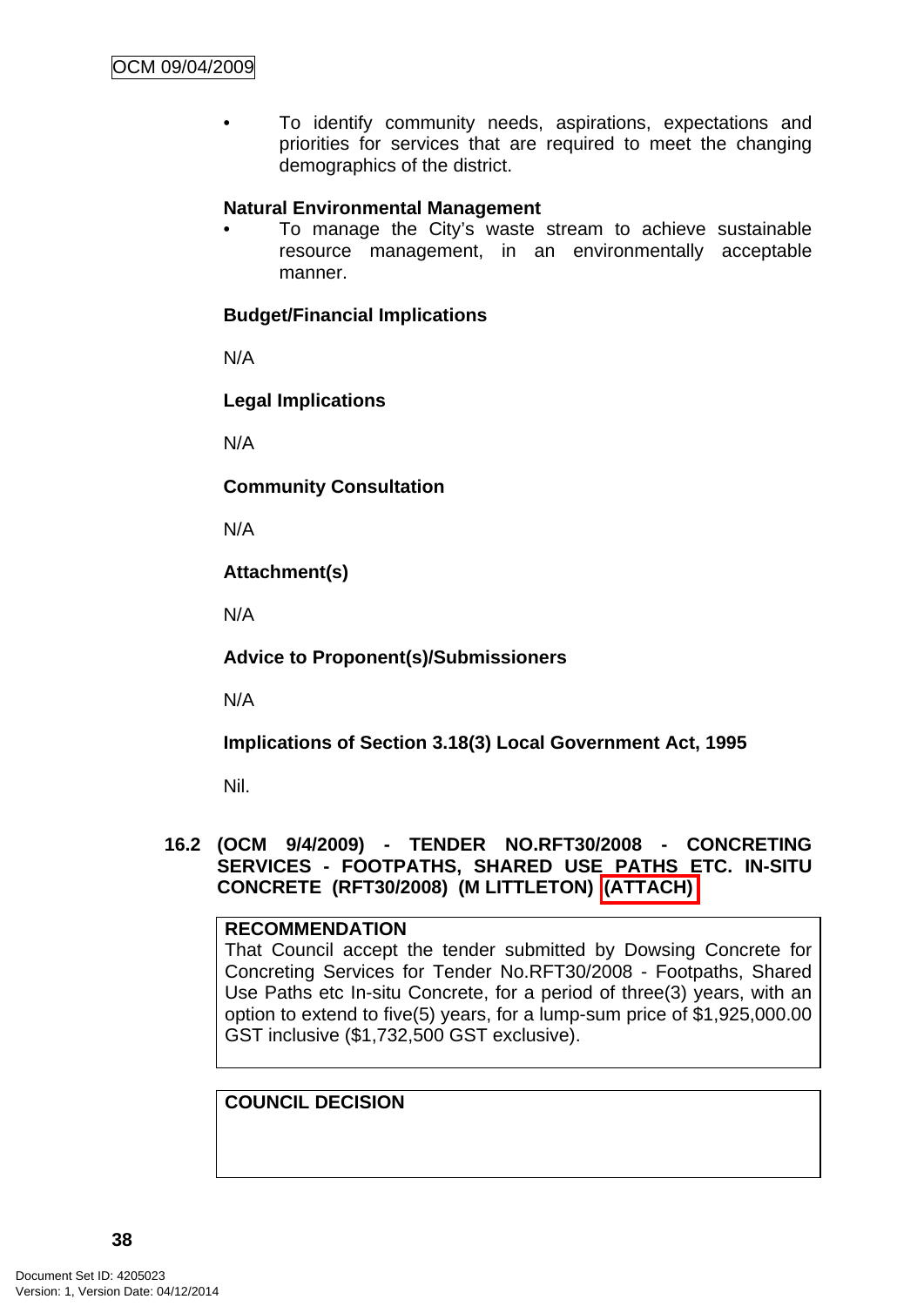- To identify community needs, aspirations, expectations and priorities for services that are required to meet the changing demographics of the district.

**Natural Environmental Management**

- To manage the City's waste stream to achieve sustainable resource management, in an environmentally acceptable manner.

**Budget/Financial Implications**

N/A

**Legal Implications**

N/A

**Community Consultation**

N/A

**Attachment(s)**

N/A

**Advice to Proponent(s)/Submissioners**

N/A

**Implications of Section 3.18(3) Local Government Act, 1995**

Nil.

## 16.2 (OCM 9/4/2009) - TENDER NO.RFT30/2008 - CONCRETING SERVICES - FOOTPATHS, SHARED USE PATHS ETC. IN-SITU CONCRETE (RFT30/2008) (M LITTLETON) (ATTACH)

**RECOMMENDATION**

That Council accept the tender submitted by Dowsing Concrete for Concreting Services for Tender No.RFT30/2008 - Footpaths, Shared Use Paths etc In-situ Concrete, for a period of three(3) years, with an option to extend to five(5) years, for a lump-sum price of $1,925,000.00 GST inclusive ($1,732,500 GST exclusive).

**COUNCIL DECISION**

Document Set ID: 4205023
Version: 1, Version Date: 04/12/2014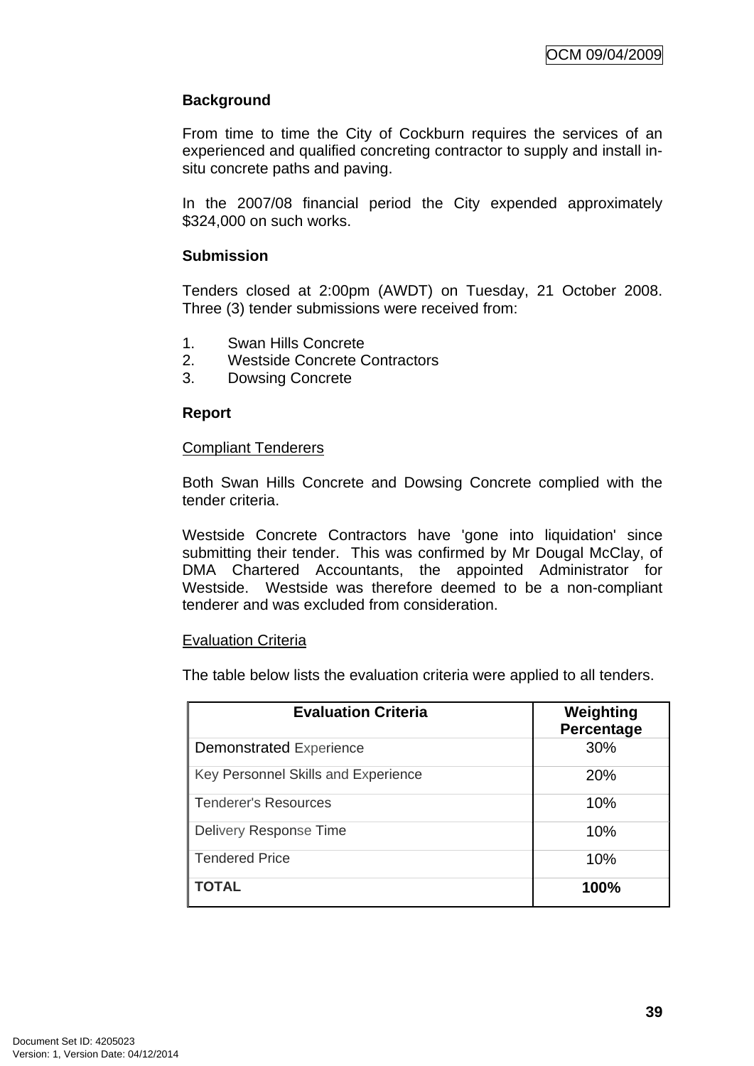**Background**

From time to time the City of Cockburn requires the services of an experienced and qualified concreting contractor to supply and install in-situ concrete paths and paving.

In the 2007/08 financial period the City expended approximately $324,000 on such works.

**Submission**

Tenders closed at 2:00pm (AWDT) on Tuesday, 21 October 2008. Three (3) tender submissions were received from:

1. Swan Hills Concrete
2. Westside Concrete Contractors
3. Dowsing Concrete

**Report**

Compliant Tenderers

Both Swan Hills Concrete and Dowsing Concrete complied with the tender criteria.

Westside Concrete Contractors have 'gone into liquidation' since submitting their tender. This was confirmed by Mr Dougal McClay, of DMA Chartered Accountants, the appointed Administrator for Westside. Westside was therefore deemed to be a non-compliant tenderer and was excluded from consideration.

Evaluation Criteria

The table below lists the evaluation criteria were applied to all tenders.

| Evaluation Criteria | Weighting Percentage |
|---|---|
| Demonstrated Experience | 30% |
| Key Personnel Skills and Experience | 20% |
| Tenderer's Resources | 10% |
| Delivery Response Time | 10% |
| Tendered Price | 10% |
| **TOTAL** | **100%** |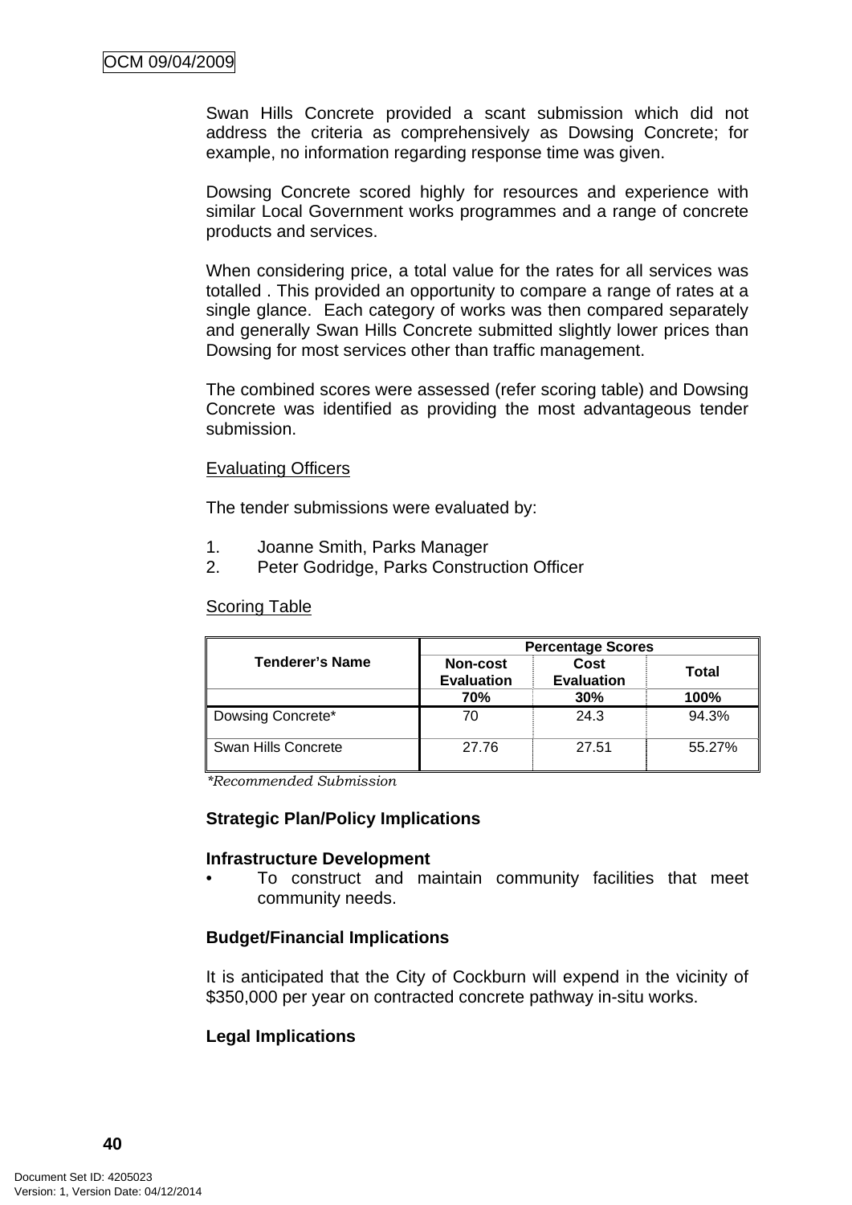Swan Hills Concrete provided a scant submission which did not address the criteria as comprehensively as Dowsing Concrete; for example, no information regarding response time was given.

Dowsing Concrete scored highly for resources and experience with similar Local Government works programmes and a range of concrete products and services.

When considering price, a total value for the rates for all services was totalled . This provided an opportunity to compare a range of rates at a single glance.  Each category of works was then compared separately and generally Swan Hills Concrete submitted slightly lower prices than Dowsing for most services other than traffic management.

The combined scores were assessed (refer scoring table) and Dowsing Concrete was identified as providing the most advantageous tender submission.

<u>Evaluating Officers</u>

The tender submissions were evaluated by:

1. Joanne Smith, Parks Manager
2. Peter Godridge, Parks Construction Officer

<u>Scoring Table</u>

| Tenderer's Name | Percentage Scores | | |
|---|---|---|---|
| | **Non-cost Evaluation** | **Cost Evaluation** | **Total** |
| | **70%** | **30%** | **100%** |
| Dowsing Concrete* | 70 | 24.3 | 94.3% |
| Swan Hills Concrete | 27.76 | 27.51 | 55.27% |

*\*Recommended Submission*

**Strategic Plan/Policy Implications**

**Infrastructure Development**

- To construct and maintain community facilities that meet community needs.

**Budget/Financial Implications**

It is anticipated that the City of Cockburn will expend in the vicinity of $350,000 per year on contracted concrete pathway in-situ works.

**Legal Implications**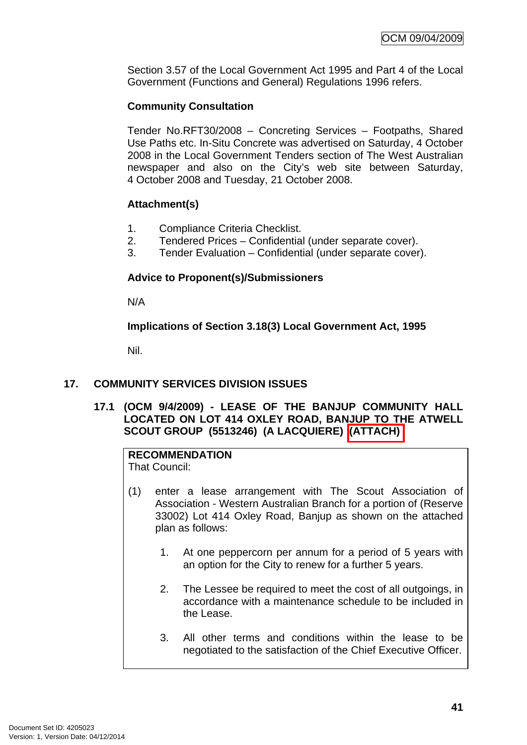Section 3.57 of the Local Government Act 1995 and Part 4 of the Local Government (Functions and General) Regulations 1996 refers.

**Community Consultation**

Tender No.RFT30/2008 – Concreting Services – Footpaths, Shared Use Paths etc. In-Situ Concrete was advertised on Saturday, 4 October 2008 in the Local Government Tenders section of The West Australian newspaper and also on the City's web site between Saturday, 4 October 2008 and Tuesday, 21 October 2008.

**Attachment(s)**

1. Compliance Criteria Checklist.
2. Tendered Prices – Confidential (under separate cover).
3. Tender Evaluation – Confidential (under separate cover).

**Advice to Proponent(s)/Submissioners**

N/A

**Implications of Section 3.18(3) Local Government Act, 1995**

Nil.

## 17. COMMUNITY SERVICES DIVISION ISSUES

### 17.1 (OCM 9/4/2009) - LEASE OF THE BANJUP COMMUNITY HALL LOCATED ON LOT 414 OXLEY ROAD, BANJUP TO THE ATWELL SCOUT GROUP (5513246) (A LACQUIERE) (ATTACH)

**RECOMMENDATION**
That Council:

(1) enter a lease arrangement with The Scout Association of Association - Western Australian Branch for a portion of (Reserve 33002) Lot 414 Oxley Road, Banjup as shown on the attached plan as follows:

1. At one peppercorn per annum for a period of 5 years with an option for the City to renew for a further 5 years.

2. The Lessee be required to meet the cost of all outgoings, in accordance with a maintenance schedule to be included in the Lease.

3. All other terms and conditions within the lease to be negotiated to the satisfaction of the Chief Executive Officer.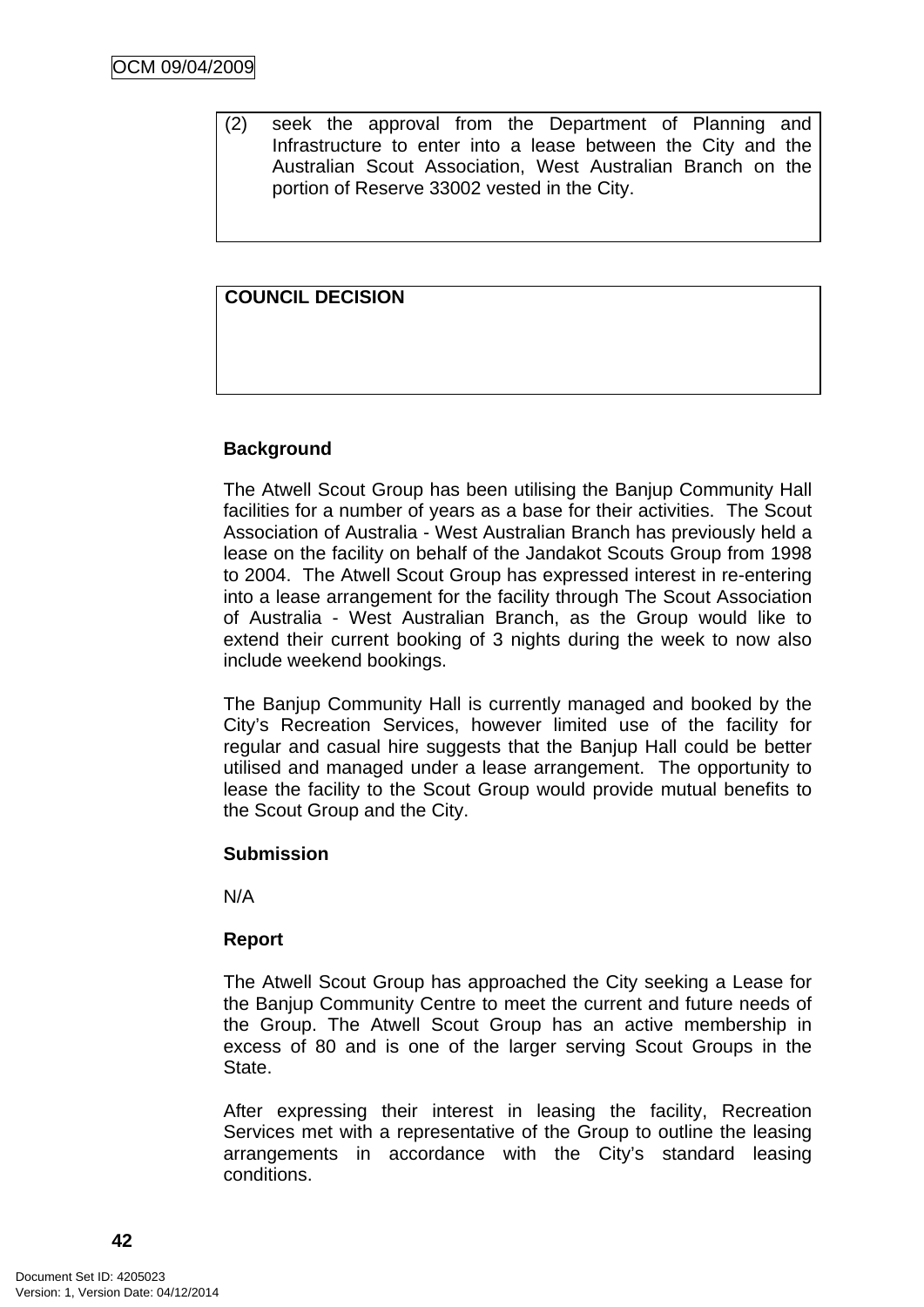(2) seek the approval from the Department of Planning and Infrastructure to enter into a lease between the City and the Australian Scout Association, West Australian Branch on the portion of Reserve 33002 vested in the City.

**COUNCIL DECISION**

**Background**

The Atwell Scout Group has been utilising the Banjup Community Hall facilities for a number of years as a base for their activities. The Scout Association of Australia - West Australian Branch has previously held a lease on the facility on behalf of the Jandakot Scouts Group from 1998 to 2004. The Atwell Scout Group has expressed interest in re-entering into a lease arrangement for the facility through The Scout Association of Australia - West Australian Branch, as the Group would like to extend their current booking of 3 nights during the week to now also include weekend bookings.

The Banjup Community Hall is currently managed and booked by the City's Recreation Services, however limited use of the facility for regular and casual hire suggests that the Banjup Hall could be better utilised and managed under a lease arrangement. The opportunity to lease the facility to the Scout Group would provide mutual benefits to the Scout Group and the City.

**Submission**

N/A

**Report**

The Atwell Scout Group has approached the City seeking a Lease for the Banjup Community Centre to meet the current and future needs of the Group. The Atwell Scout Group has an active membership in excess of 80 and is one of the larger serving Scout Groups in the State.

After expressing their interest in leasing the facility, Recreation Services met with a representative of the Group to outline the leasing arrangements in accordance with the City's standard leasing conditions.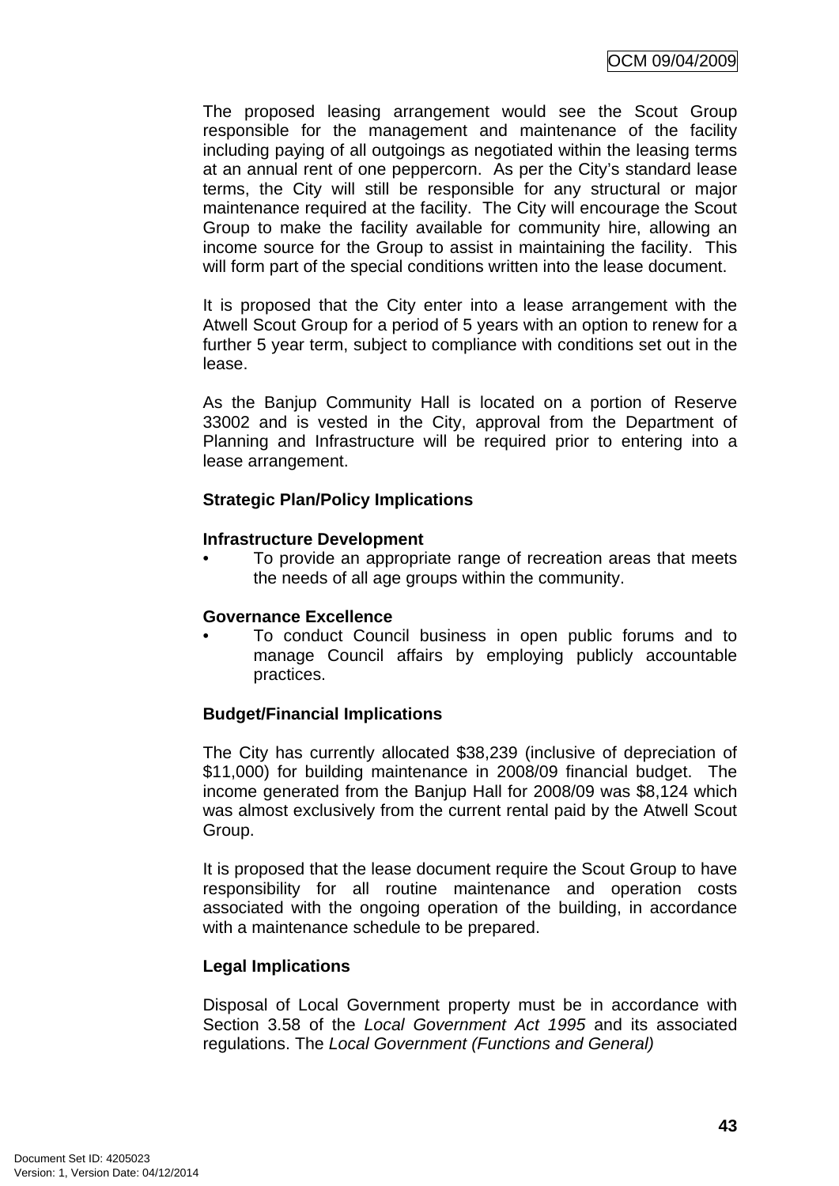The proposed leasing arrangement would see the Scout Group responsible for the management and maintenance of the facility including paying of all outgoings as negotiated within the leasing terms at an annual rent of one peppercorn. As per the City's standard lease terms, the City will still be responsible for any structural or major maintenance required at the facility. The City will encourage the Scout Group to make the facility available for community hire, allowing an income source for the Group to assist in maintaining the facility. This will form part of the special conditions written into the lease document.

It is proposed that the City enter into a lease arrangement with the Atwell Scout Group for a period of 5 years with an option to renew for a further 5 year term, subject to compliance with conditions set out in the lease.

As the Banjup Community Hall is located on a portion of Reserve 33002 and is vested in the City, approval from the Department of Planning and Infrastructure will be required prior to entering into a lease arrangement.

**Strategic Plan/Policy Implications**

**Infrastructure Development**

- To provide an appropriate range of recreation areas that meets the needs of all age groups within the community.

**Governance Excellence**

- To conduct Council business in open public forums and to manage Council affairs by employing publicly accountable practices.

**Budget/Financial Implications**

The City has currently allocated $38,239 (inclusive of depreciation of $11,000) for building maintenance in 2008/09 financial budget. The income generated from the Banjup Hall for 2008/09 was $8,124 which was almost exclusively from the current rental paid by the Atwell Scout Group.

It is proposed that the lease document require the Scout Group to have responsibility for all routine maintenance and operation costs associated with the ongoing operation of the building, in accordance with a maintenance schedule to be prepared.

**Legal Implications**

Disposal of Local Government property must be in accordance with Section 3.58 of the *Local Government Act 1995* and its associated regulations. The *Local Government (Functions and General)*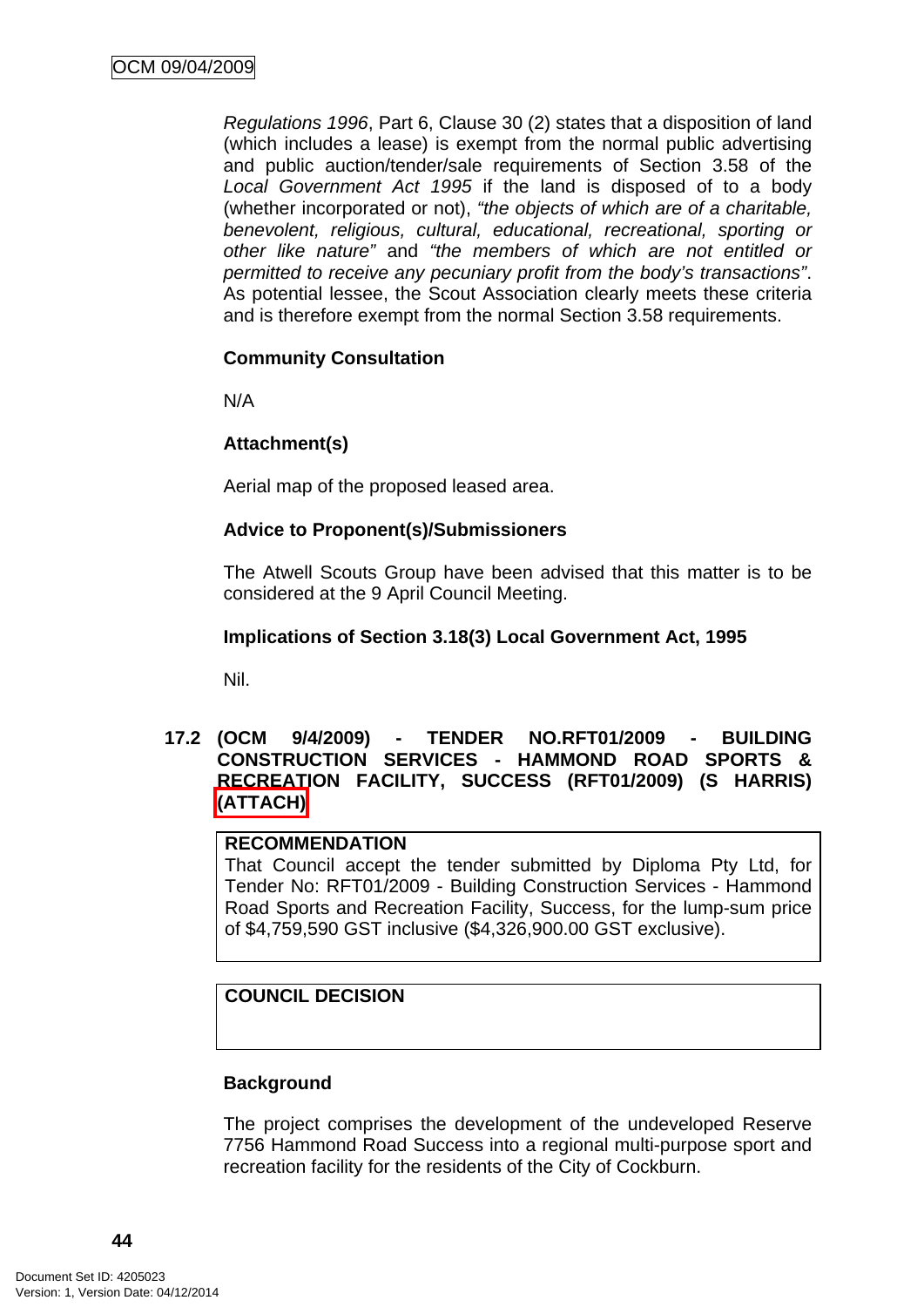*Regulations 1996*, Part 6, Clause 30 (2) states that a disposition of land (which includes a lease) is exempt from the normal public advertising and public auction/tender/sale requirements of Section 3.58 of the *Local Government Act 1995* if the land is disposed of to a body (whether incorporated or not), *"the objects of which are of a charitable, benevolent, religious, cultural, educational, recreational, sporting or other like nature"* and *"the members of which are not entitled or permitted to receive any pecuniary profit from the body's transactions"*. As potential lessee, the Scout Association clearly meets these criteria and is therefore exempt from the normal Section 3.58 requirements.

**Community Consultation**

N/A

**Attachment(s)**

Aerial map of the proposed leased area.

**Advice to Proponent(s)/Submissioners**

The Atwell Scouts Group have been advised that this matter is to be considered at the 9 April Council Meeting.

**Implications of Section 3.18(3) Local Government Act, 1995**

Nil.

## 17.2 (OCM 9/4/2009) - TENDER NO.RFT01/2009 - BUILDING CONSTRUCTION SERVICES - HAMMOND ROAD SPORTS & RECREATION FACILITY, SUCCESS (RFT01/2009) (S HARRIS) (ATTACH)

**RECOMMENDATION**

That Council accept the tender submitted by Diploma Pty Ltd, for Tender No: RFT01/2009 - Building Construction Services - Hammond Road Sports and Recreation Facility, Success, for the lump-sum price of $4,759,590 GST inclusive ($4,326,900.00 GST exclusive).

**COUNCIL DECISION**

**Background**

The project comprises the development of the undeveloped Reserve 7756 Hammond Road Success into a regional multi-purpose sport and recreation facility for the residents of the City of Cockburn.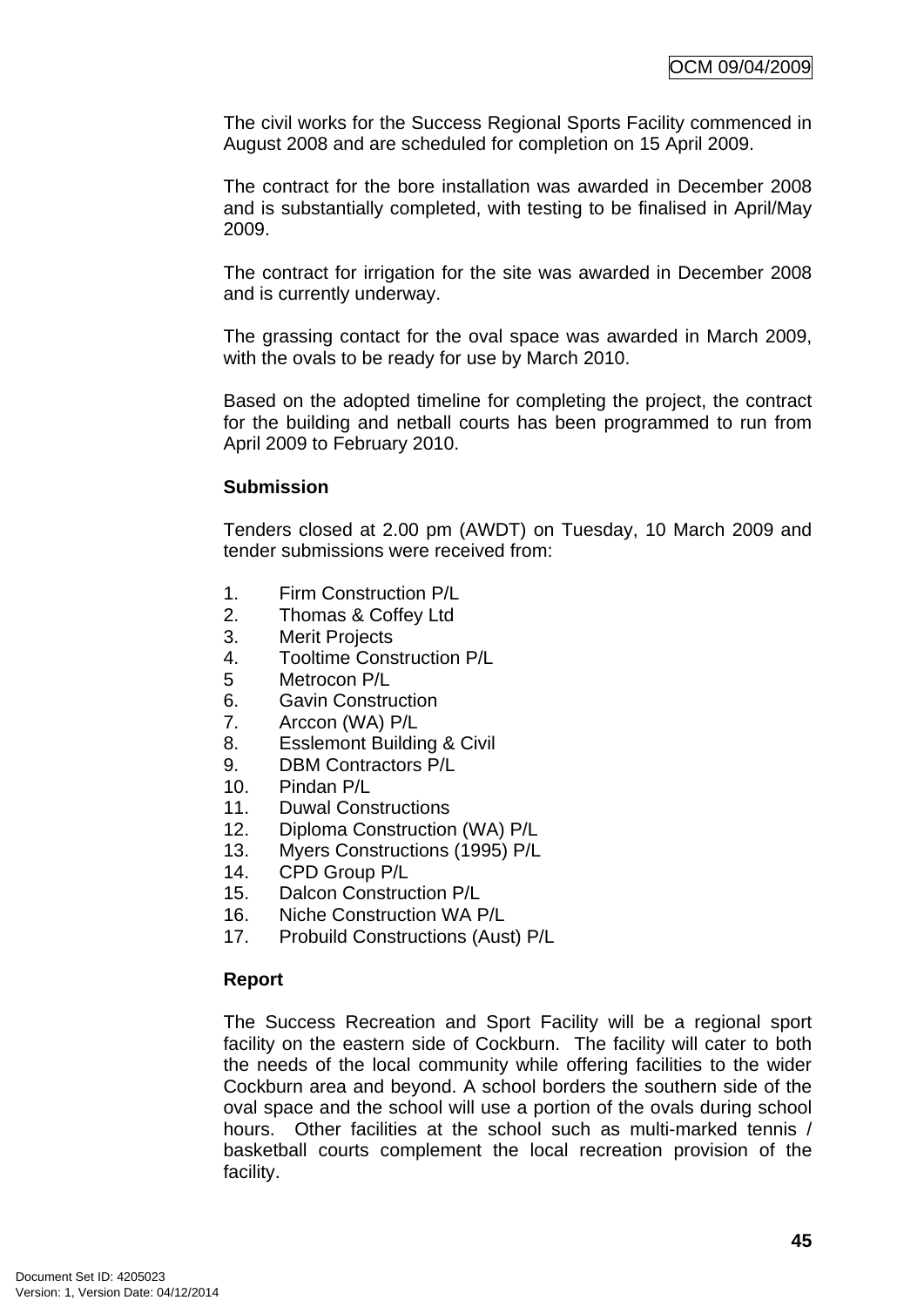The civil works for the Success Regional Sports Facility commenced in August 2008 and are scheduled for completion on 15 April 2009.

The contract for the bore installation was awarded in December 2008 and is substantially completed, with testing to be finalised in April/May 2009.

The contract for irrigation for the site was awarded in December 2008 and is currently underway.

The grassing contact for the oval space was awarded in March 2009, with the ovals to be ready for use by March 2010.

Based on the adopted timeline for completing the project, the contract for the building and netball courts has been programmed to run from April 2009 to February 2010.

**Submission**

Tenders closed at 2.00 pm (AWDT) on Tuesday, 10 March 2009 and tender submissions were received from:

1. Firm Construction P/L
2. Thomas & Coffey Ltd
3. Merit Projects
4. Tooltime Construction P/L
5. Metrocon P/L
6. Gavin Construction
7. Arccon (WA) P/L
8. Esslemont Building & Civil
9. DBM Contractors P/L
10. Pindan P/L
11. Duwal Constructions
12. Diploma Construction (WA) P/L
13. Myers Constructions (1995) P/L
14. CPD Group P/L
15. Dalcon Construction P/L
16. Niche Construction WA P/L
17. Probuild Constructions (Aust) P/L

**Report**

The Success Recreation and Sport Facility will be a regional sport facility on the eastern side of Cockburn. The facility will cater to both the needs of the local community while offering facilities to the wider Cockburn area and beyond. A school borders the southern side of the oval space and the school will use a portion of the ovals during school hours. Other facilities at the school such as multi-marked tennis / basketball courts complement the local recreation provision of the facility.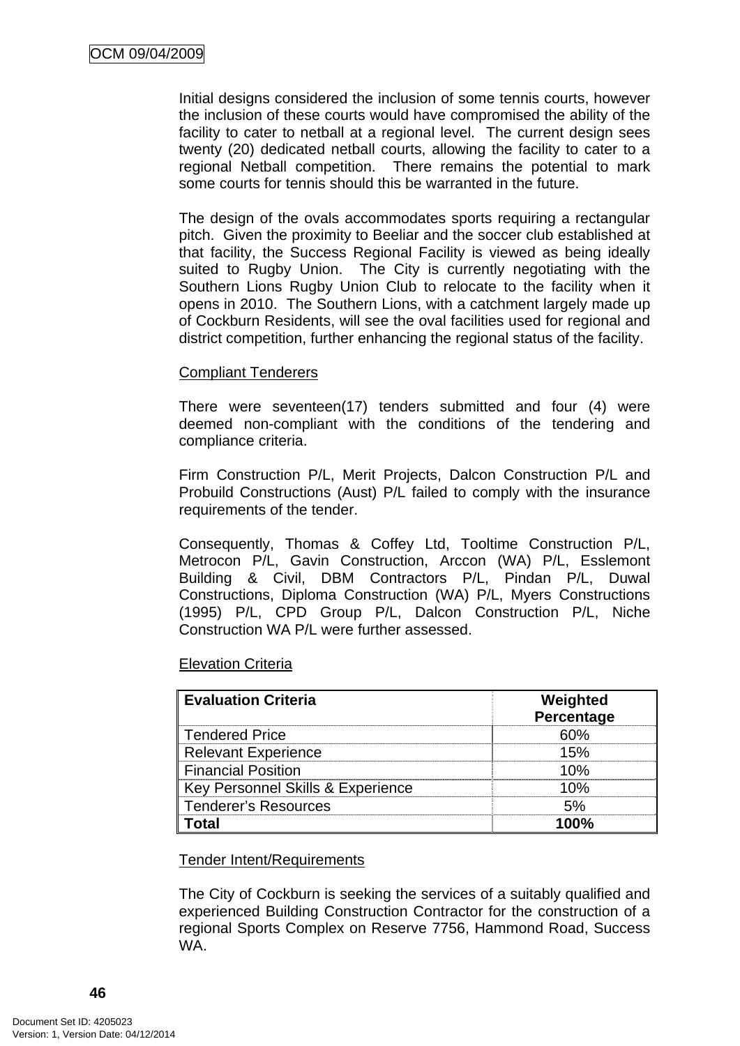Initial designs considered the inclusion of some tennis courts, however the inclusion of these courts would have compromised the ability of the facility to cater to netball at a regional level. The current design sees twenty (20) dedicated netball courts, allowing the facility to cater to a regional Netball competition. There remains the potential to mark some courts for tennis should this be warranted in the future.

The design of the ovals accommodates sports requiring a rectangular pitch. Given the proximity to Beeliar and the soccer club established at that facility, the Success Regional Facility is viewed as being ideally suited to Rugby Union. The City is currently negotiating with the Southern Lions Rugby Union Club to relocate to the facility when it opens in 2010. The Southern Lions, with a catchment largely made up of Cockburn Residents, will see the oval facilities used for regional and district competition, further enhancing the regional status of the facility.

Compliant Tenderers

There were seventeen(17) tenders submitted and four (4) were deemed non-compliant with the conditions of the tendering and compliance criteria.

Firm Construction P/L, Merit Projects, Dalcon Construction P/L and Probuild Constructions (Aust) P/L failed to comply with the insurance requirements of the tender.

Consequently, Thomas & Coffey Ltd, Tooltime Construction P/L, Metrocon P/L, Gavin Construction, Arccon (WA) P/L, Esslemont Building & Civil, DBM Contractors P/L, Pindan P/L, Duwal Constructions, Diploma Construction (WA) P/L, Myers Constructions (1995) P/L, CPD Group P/L, Dalcon Construction P/L, Niche Construction WA P/L were further assessed.

Elevation Criteria

| **Evaluation Criteria** | **Weighted Percentage** |
|---|---|
| Tendered Price | 60% |
| Relevant Experience | 15% |
| Financial Position | 10% |
| Key Personnel Skills & Experience | 10% |
| Tenderer's Resources | 5% |
| **Total** | **100%** |

Tender Intent/Requirements

The City of Cockburn is seeking the services of a suitably qualified and experienced Building Construction Contractor for the construction of a regional Sports Complex on Reserve 7756, Hammond Road, Success WA.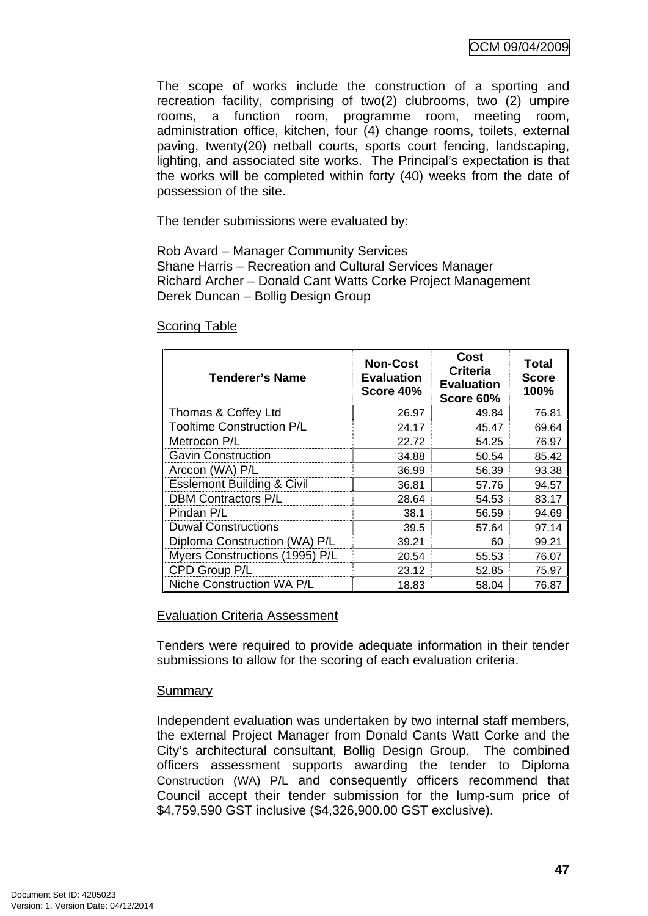The scope of works include the construction of a sporting and recreation facility, comprising of two(2) clubrooms, two (2) umpire rooms, a function room, programme room, meeting room, administration office, kitchen, four (4) change rooms, toilets, external paving, twenty(20) netball courts, sports court fencing, landscaping, lighting, and associated site works. The Principal's expectation is that the works will be completed within forty (40) weeks from the date of possession of the site.

The tender submissions were evaluated by:

Rob Avard – Manager Community Services
Shane Harris – Recreation and Cultural Services Manager
Richard Archer – Donald Cant Watts Corke Project Management
Derek Duncan – Bollig Design Group

Scoring Table

| Tenderer's Name | Non-Cost Evaluation Score 40% | Cost Criteria Evaluation Score 60% | Total Score 100% |
|---|---|---|---|
| Thomas & Coffey Ltd | 26.97 | 49.84 | 76.81 |
| Tooltime Construction P/L | 24.17 | 45.47 | 69.64 |
| Metrocon P/L | 22.72 | 54.25 | 76.97 |
| Gavin Construction | 34.88 | 50.54 | 85.42 |
| Arccon (WA) P/L | 36.99 | 56.39 | 93.38 |
| Esslemont Building & Civil | 36.81 | 57.76 | 94.57 |
| DBM Contractors P/L | 28.64 | 54.53 | 83.17 |
| Pindan P/L | 38.1 | 56.59 | 94.69 |
| Duwal Constructions | 39.5 | 57.64 | 97.14 |
| Diploma Construction (WA) P/L | 39.21 | 60 | 99.21 |
| Myers Constructions (1995) P/L | 20.54 | 55.53 | 76.07 |
| CPD Group P/L | 23.12 | 52.85 | 75.97 |
| Niche Construction WA P/L | 18.83 | 58.04 | 76.87 |

Evaluation Criteria Assessment

Tenders were required to provide adequate information in their tender submissions to allow for the scoring of each evaluation criteria.

Summary

Independent evaluation was undertaken by two internal staff members, the external Project Manager from Donald Cants Watt Corke and the City's architectural consultant, Bollig Design Group. The combined officers assessment supports awarding the tender to Diploma Construction (WA) P/L and consequently officers recommend that Council accept their tender submission for the lump-sum price of $4,759,590 GST inclusive ($4,326,900.00 GST exclusive).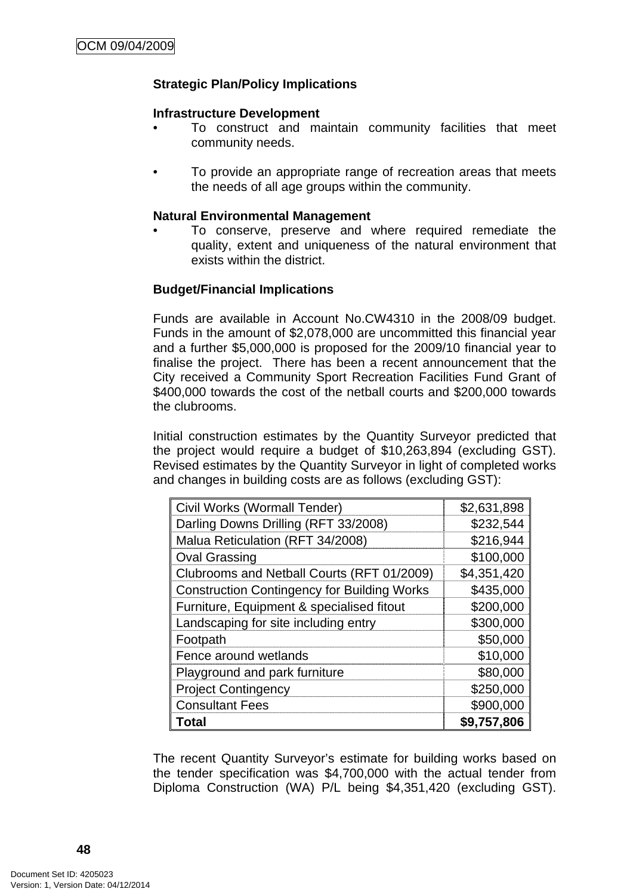**Strategic Plan/Policy Implications**

**Infrastructure Development**

- To construct and maintain community facilities that meet community needs.

- To provide an appropriate range of recreation areas that meets the needs of all age groups within the community.

**Natural Environmental Management**

- To conserve, preserve and where required remediate the quality, extent and uniqueness of the natural environment that exists within the district.

**Budget/Financial Implications**

Funds are available in Account No.CW4310 in the 2008/09 budget. Funds in the amount of $2,078,000 are uncommitted this financial year and a further $5,000,000 is proposed for the 2009/10 financial year to finalise the project. There has been a recent announcement that the City received a Community Sport Recreation Facilities Fund Grant of $400,000 towards the cost of the netball courts and $200,000 towards the clubrooms.

Initial construction estimates by the Quantity Surveyor predicted that the project would require a budget of $10,263,894 (excluding GST). Revised estimates by the Quantity Surveyor in light of completed works and changes in building costs are as follows (excluding GST):

| Item | Cost |
|---|---:|
| Civil Works (Wormall Tender) | $2,631,898 |
| Darling Downs Drilling (RFT 33/2008) | $232,544 |
| Malua Reticulation (RFT 34/2008) | $216,944 |
| Oval Grassing | $100,000 |
| Clubrooms and Netball Courts (RFT 01/2009) | $4,351,420 |
| Construction Contingency for Building Works | $435,000 |
| Furniture, Equipment & specialised fitout | $200,000 |
| Landscaping for site including entry | $300,000 |
| Footpath | $50,000 |
| Fence around wetlands | $10,000 |
| Playground and park furniture | $80,000 |
| Project Contingency | $250,000 |
| Consultant Fees | $900,000 |
| **Total** | **$9,757,806** |

The recent Quantity Surveyor's estimate for building works based on the tender specification was $4,700,000 with the actual tender from Diploma Construction (WA) P/L being $4,351,420 (excluding GST).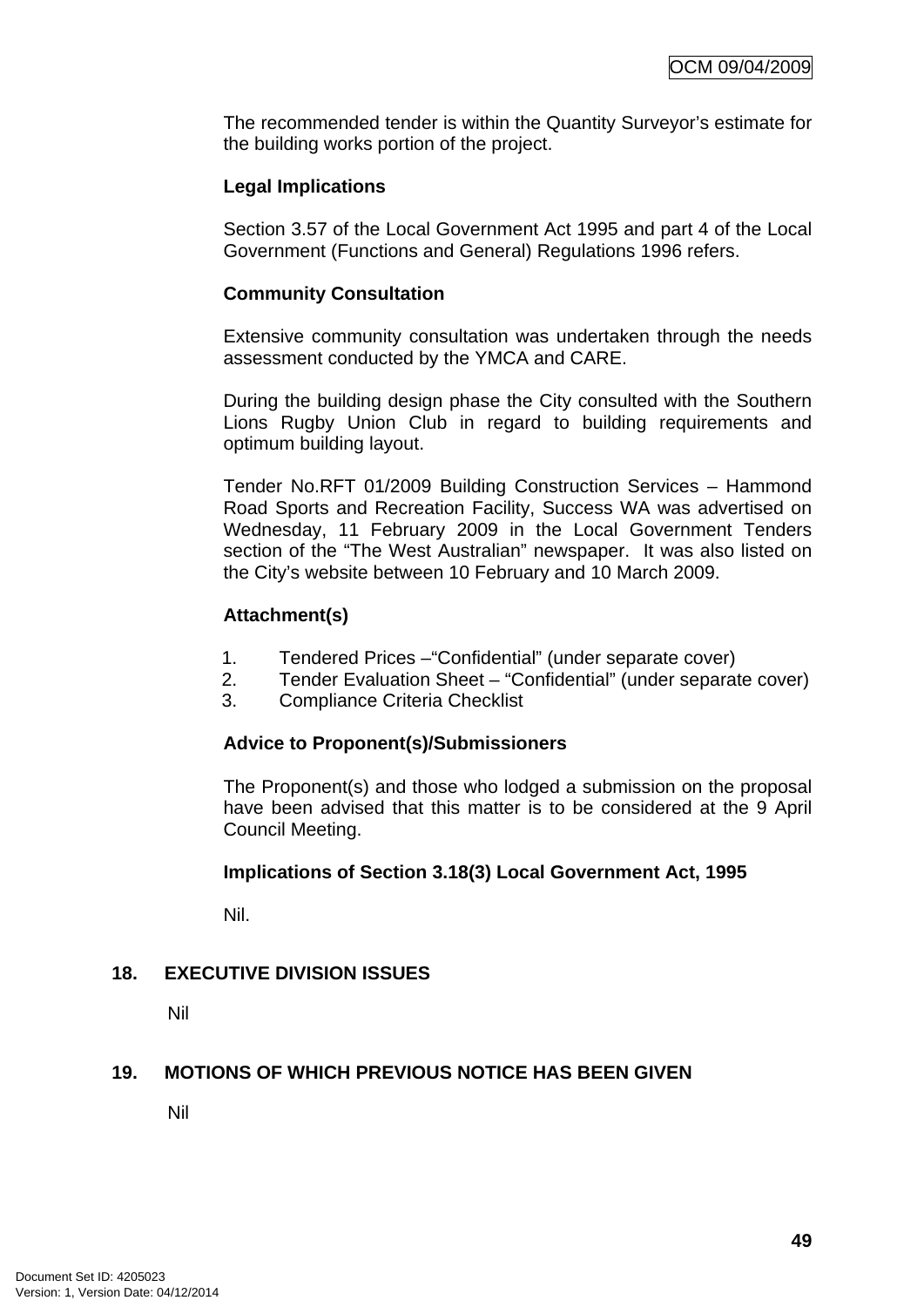The recommended tender is within the Quantity Surveyor's estimate for the building works portion of the project.

**Legal Implications**

Section 3.57 of the Local Government Act 1995 and part 4 of the Local Government (Functions and General) Regulations 1996 refers.

**Community Consultation**

Extensive community consultation was undertaken through the needs assessment conducted by the YMCA and CARE.

During the building design phase the City consulted with the Southern Lions Rugby Union Club in regard to building requirements and optimum building layout.

Tender No.RFT 01/2009 Building Construction Services – Hammond Road Sports and Recreation Facility, Success WA was advertised on Wednesday, 11 February 2009 in the Local Government Tenders section of the "The West Australian" newspaper. It was also listed on the City's website between 10 February and 10 March 2009.

**Attachment(s)**

1. Tendered Prices –"Confidential" (under separate cover)
2. Tender Evaluation Sheet – "Confidential" (under separate cover)
3. Compliance Criteria Checklist

**Advice to Proponent(s)/Submissioners**

The Proponent(s) and those who lodged a submission on the proposal have been advised that this matter is to be considered at the 9 April Council Meeting.

**Implications of Section 3.18(3) Local Government Act, 1995**

Nil.

## 18. EXECUTIVE DIVISION ISSUES

Nil

## 19. MOTIONS OF WHICH PREVIOUS NOTICE HAS BEEN GIVEN

Nil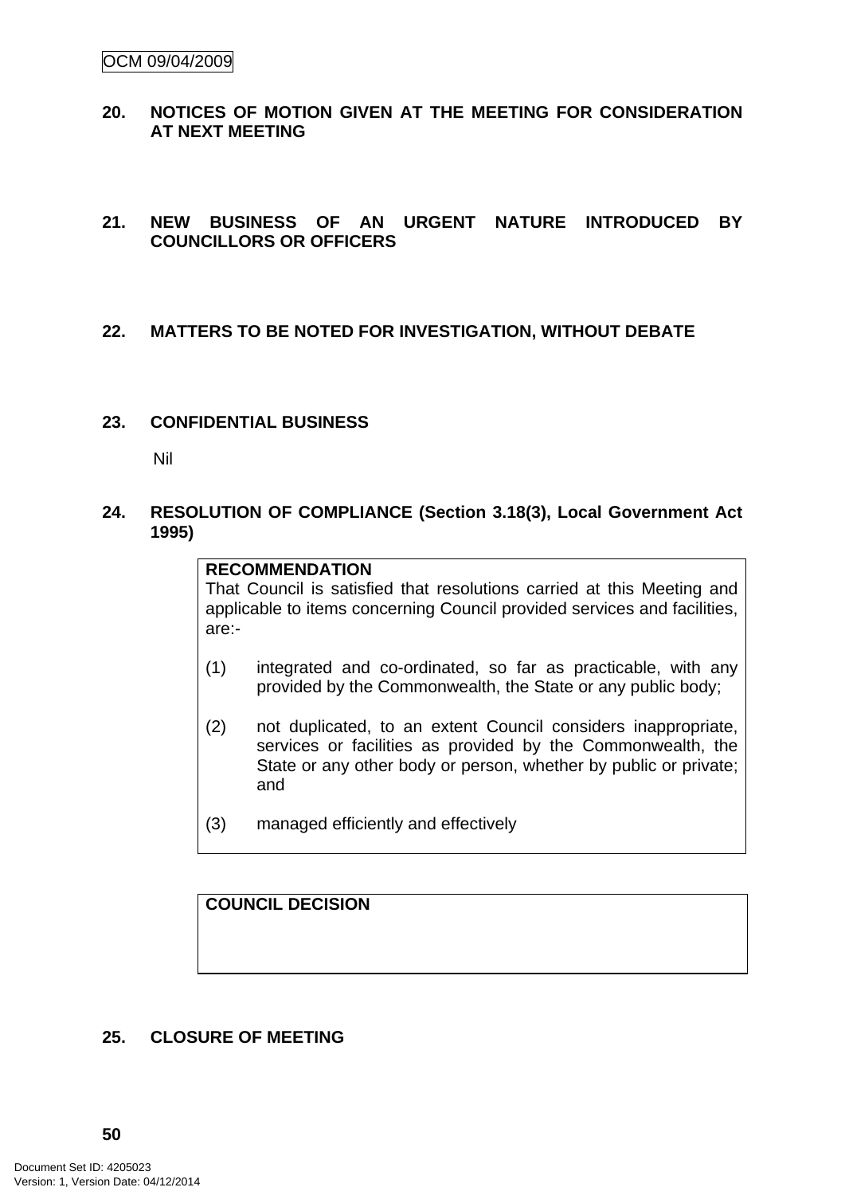## 20. NOTICES OF MOTION GIVEN AT THE MEETING FOR CONSIDERATION AT NEXT MEETING

## 21. NEW BUSINESS OF AN URGENT NATURE INTRODUCED BY COUNCILLORS OR OFFICERS

## 22. MATTERS TO BE NOTED FOR INVESTIGATION, WITHOUT DEBATE

## 23. CONFIDENTIAL BUSINESS

Nil

## 24. RESOLUTION OF COMPLIANCE (Section 3.18(3), Local Government Act 1995)

**RECOMMENDATION**

That Council is satisfied that resolutions carried at this Meeting and applicable to items concerning Council provided services and facilities, are:-

(1) integrated and co-ordinated, so far as practicable, with any provided by the Commonwealth, the State or any public body;

(2) not duplicated, to an extent Council considers inappropriate, services or facilities as provided by the Commonwealth, the State or any other body or person, whether by public or private; and

(3) managed efficiently and effectively

**COUNCIL DECISION**

## 25. CLOSURE OF MEETING

Document Set ID: 4205023
Version: 1, Version Date: 04/12/2014